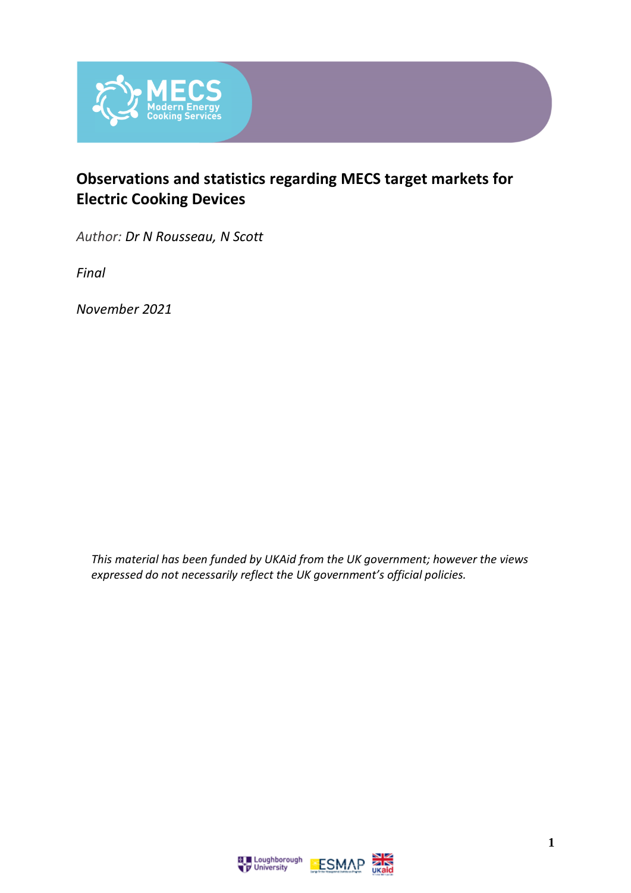# Observations and statistics regarding MECS target markets for Electric Cooking Devices

*Author: Dr N Rousseau, N Scott*

*Final*

*November 2021*

*This material has been funded by UKAid from the UK government; however the views expressed do not necessarily reflect the UK government's official policies.*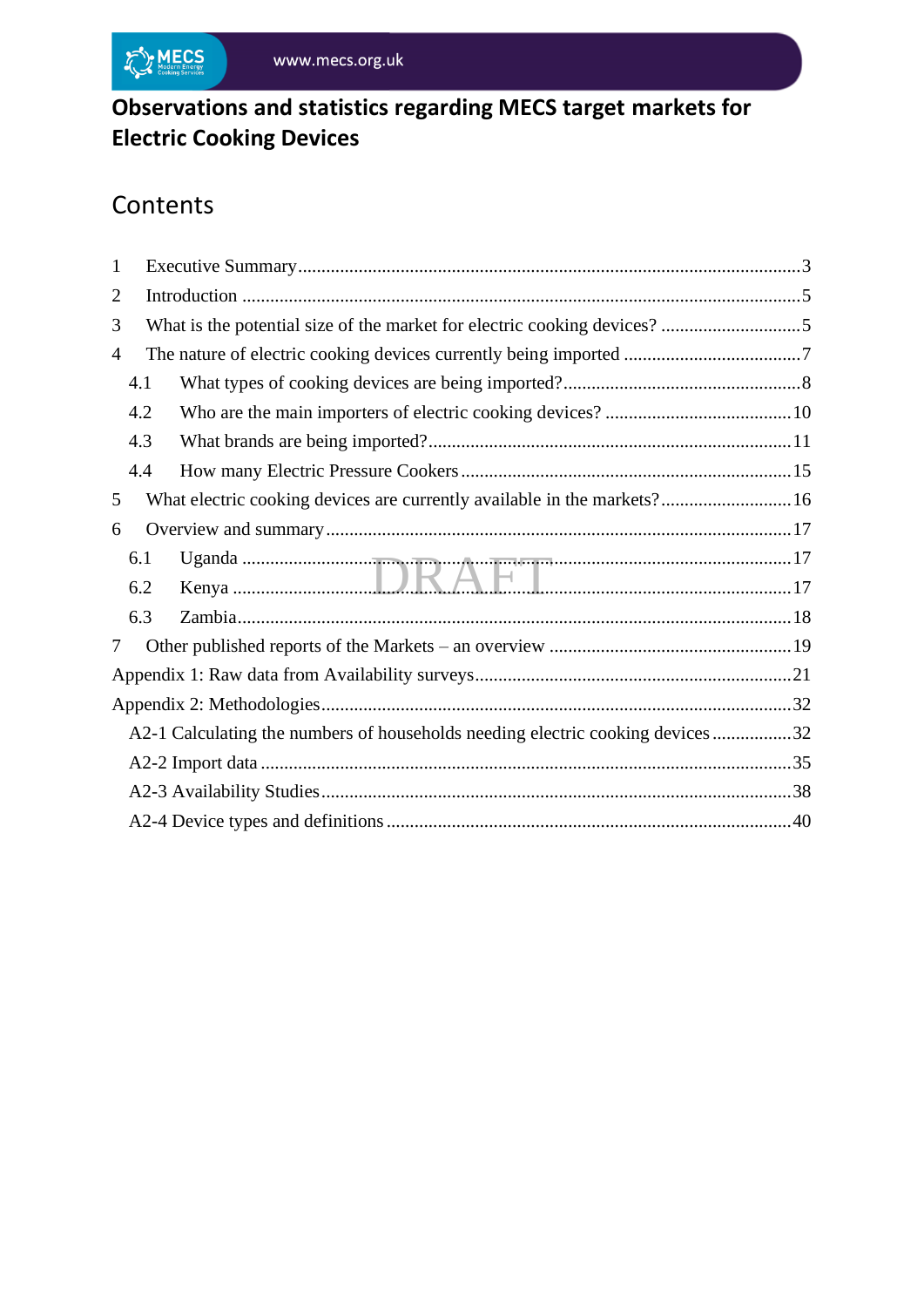# Observations and statistics regarding MECS target markets for Electric Cooking Devices

## Contents

1 Executive Summary ........ 3
2 Introduction ........ 5
3 What is the potential size of the market for electric cooking devices? ........ 5
4 The nature of electric cooking devices currently being imported ........ 7
  4.1 What types of cooking devices are being imported? ........ 8
  4.2 Who are the main importers of electric cooking devices? ........ 10
  4.3 What brands are being imported? ........ 11
  4.4 How many Electric Pressure Cookers ........ 15
5 What electric cooking devices are currently available in the markets? ........ 16
6 Overview and summary ........ 17
  6.1 Uganda ........ 17
  6.2 Kenya ........ 17
  6.3 Zambia ........ 18
7 Other published reports of the Markets – an overview ........ 19
Appendix 1: Raw data from Availability surveys ........ 21
Appendix 2: Methodologies ........ 32
  A2-1 Calculating the numbers of households needing electric cooking devices ........ 32
  A2-2 Import data ........ 35
  A2-3 Availability Studies ........ 38
  A2-4 Device types and definitions ........ 40

DRAFT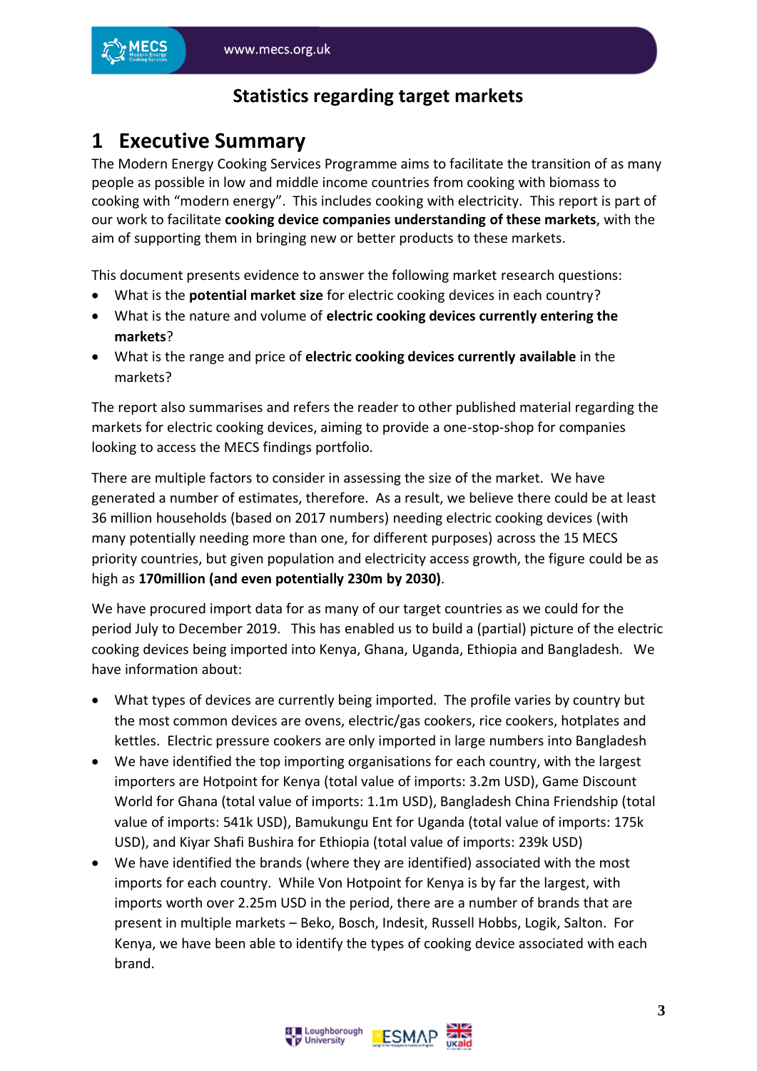## Statistics regarding target markets

# 1 Executive Summary

The Modern Energy Cooking Services Programme aims to facilitate the transition of as many people as possible in low and middle income countries from cooking with biomass to cooking with "modern energy". This includes cooking with electricity. This report is part of our work to facilitate **cooking device companies understanding of these markets**, with the aim of supporting them in bringing new or better products to these markets.

This document presents evidence to answer the following market research questions:

- What is the **potential market size** for electric cooking devices in each country?
- What is the nature and volume of **electric cooking devices currently entering the markets**?
- What is the range and price of **electric cooking devices currently available** in the markets?

The report also summarises and refers the reader to other published material regarding the markets for electric cooking devices, aiming to provide a one-stop-shop for companies looking to access the MECS findings portfolio.

There are multiple factors to consider in assessing the size of the market. We have generated a number of estimates, therefore. As a result, we believe there could be at least 36 million households (based on 2017 numbers) needing electric cooking devices (with many potentially needing more than one, for different purposes) across the 15 MECS priority countries, but given population and electricity access growth, the figure could be as high as **170million (and even potentially 230m by 2030)**.

We have procured import data for as many of our target countries as we could for the period July to December 2019. This has enabled us to build a (partial) picture of the electric cooking devices being imported into Kenya, Ghana, Uganda, Ethiopia and Bangladesh. We have information about:

- What types of devices are currently being imported. The profile varies by country but the most common devices are ovens, electric/gas cookers, rice cookers, hotplates and kettles. Electric pressure cookers are only imported in large numbers into Bangladesh
- We have identified the top importing organisations for each country, with the largest importers are Hotpoint for Kenya (total value of imports: 3.2m USD), Game Discount World for Ghana (total value of imports: 1.1m USD), Bangladesh China Friendship (total value of imports: 541k USD), Bamukungu Ent for Uganda (total value of imports: 175k USD), and Kiyar Shafi Bushira for Ethiopia (total value of imports: 239k USD)
- We have identified the brands (where they are identified) associated with the most imports for each country. While Von Hotpoint for Kenya is by far the largest, with imports worth over 2.25m USD in the period, there are a number of brands that are present in multiple markets – Beko, Bosch, Indesit, Russell Hobbs, Logik, Salton. For Kenya, we have been able to identify the types of cooking device associated with each brand.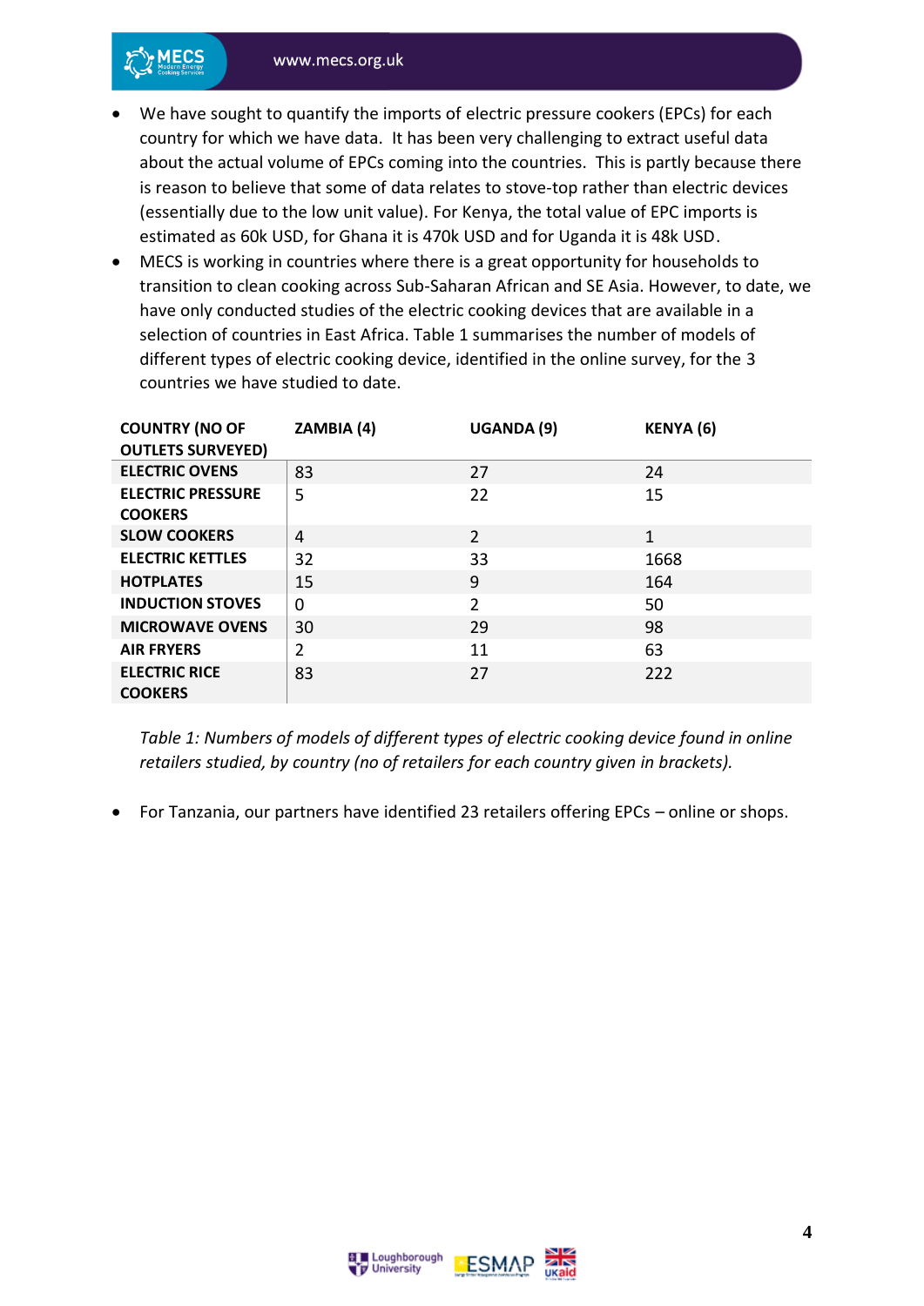- We have sought to quantify the imports of electric pressure cookers (EPCs) for each country for which we have data. It has been very challenging to extract useful data about the actual volume of EPCs coming into the countries. This is partly because there is reason to believe that some of data relates to stove-top rather than electric devices (essentially due to the low unit value). For Kenya, the total value of EPC imports is estimated as 60k USD, for Ghana it is 470k USD and for Uganda it is 48k USD.
- MECS is working in countries where there is a great opportunity for households to transition to clean cooking across Sub-Saharan African and SE Asia. However, to date, we have only conducted studies of the electric cooking devices that are available in a selection of countries in East Africa. Table 1 summarises the number of models of different types of electric cooking device, identified in the online survey, for the 3 countries we have studied to date.

| COUNTRY (NO OF OUTLETS SURVEYED) | ZAMBIA (4) | UGANDA (9) | KENYA (6) |
|---|---|---|---|
| ELECTRIC OVENS | 83 | 27 | 24 |
| ELECTRIC PRESSURE COOKERS | 5 | 22 | 15 |
| SLOW COOKERS | 4 | 2 | 1 |
| ELECTRIC KETTLES | 32 | 33 | 1668 |
| HOTPLATES | 15 | 9 | 164 |
| INDUCTION STOVES | 0 | 2 | 50 |
| MICROWAVE OVENS | 30 | 29 | 98 |
| AIR FRYERS | 2 | 11 | 63 |
| ELECTRIC RICE COOKERS | 83 | 27 | 222 |

*Table 1: Numbers of models of different types of electric cooking device found in online retailers studied, by country (no of retailers for each country given in brackets).*

- For Tanzania, our partners have identified 23 retailers offering EPCs – online or shops.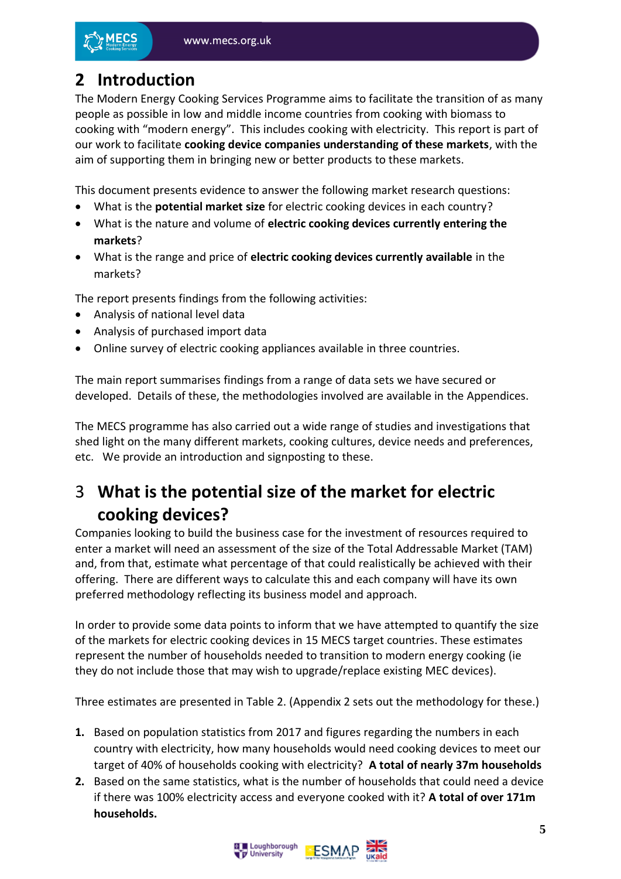# 2 Introduction

The Modern Energy Cooking Services Programme aims to facilitate the transition of as many people as possible in low and middle income countries from cooking with biomass to cooking with "modern energy". This includes cooking with electricity. This report is part of our work to facilitate **cooking device companies understanding of these markets**, with the aim of supporting them in bringing new or better products to these markets.

This document presents evidence to answer the following market research questions:

- What is the **potential market size** for electric cooking devices in each country?
- What is the nature and volume of **electric cooking devices currently entering the markets**?
- What is the range and price of **electric cooking devices currently available** in the markets?

The report presents findings from the following activities:

- Analysis of national level data
- Analysis of purchased import data
- Online survey of electric cooking appliances available in three countries.

The main report summarises findings from a range of data sets we have secured or developed. Details of these, the methodologies involved are available in the Appendices.

The MECS programme has also carried out a wide range of studies and investigations that shed light on the many different markets, cooking cultures, device needs and preferences, etc. We provide an introduction and signposting to these.

# 3 What is the potential size of the market for electric cooking devices?

Companies looking to build the business case for the investment of resources required to enter a market will need an assessment of the size of the Total Addressable Market (TAM) and, from that, estimate what percentage of that could realistically be achieved with their offering. There are different ways to calculate this and each company will have its own preferred methodology reflecting its business model and approach.

In order to provide some data points to inform that we have attempted to quantify the size of the markets for electric cooking devices in 15 MECS target countries. These estimates represent the number of households needed to transition to modern energy cooking (ie they do not include those that may wish to upgrade/replace existing MEC devices).

Three estimates are presented in Table 2. (Appendix 2 sets out the methodology for these.)

1. Based on population statistics from 2017 and figures regarding the numbers in each country with electricity, how many households would need cooking devices to meet our target of 40% of households cooking with electricity? **A total of nearly 37m households**
2. Based on the same statistics, what is the number of households that could need a device if there was 100% electricity access and everyone cooked with it? **A total of over 171m households.**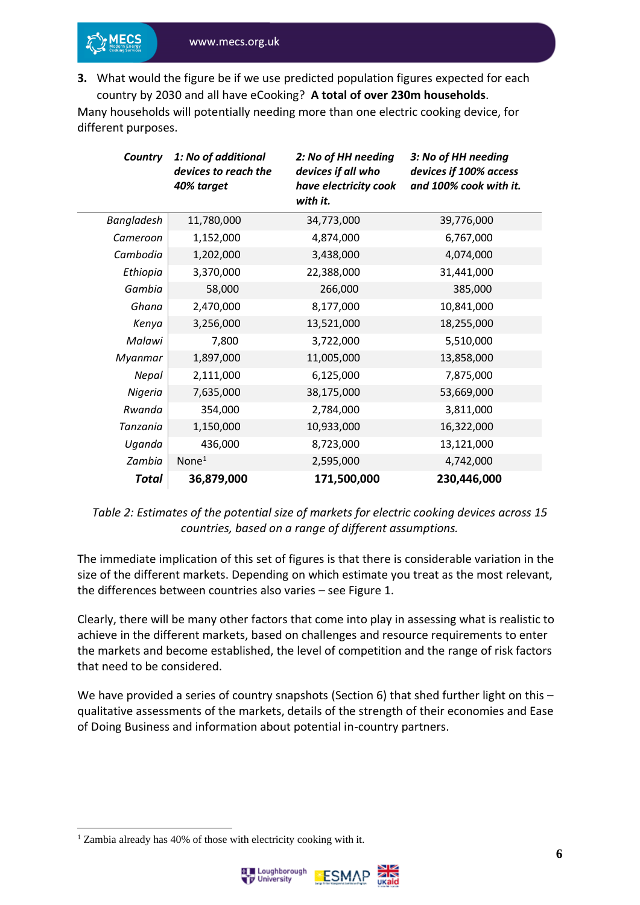3. What would the figure be if we use predicted population figures expected for each country by 2030 and all have eCooking? **A total of over 230m households**.

Many households will potentially needing more than one electric cooking device, for different purposes.

| *Country* | *1: No of additional devices to reach the 40% target* | *2: No of HH needing devices if all who have electricity cook with it.* | *3: No of HH needing devices if 100% access and 100% cook with it.* |
|---|---|---|---|
| *Bangladesh* | 11,780,000 | 34,773,000 | 39,776,000 |
| *Cameroon* | 1,152,000 | 4,874,000 | 6,767,000 |
| *Cambodia* | 1,202,000 | 3,438,000 | 4,074,000 |
| *Ethiopia* | 3,370,000 | 22,388,000 | 31,441,000 |
| *Gambia* | 58,000 | 266,000 | 385,000 |
| *Ghana* | 2,470,000 | 8,177,000 | 10,841,000 |
| *Kenya* | 3,256,000 | 13,521,000 | 18,255,000 |
| *Malawi* | 7,800 | 3,722,000 | 5,510,000 |
| *Myanmar* | 1,897,000 | 11,005,000 | 13,858,000 |
| *Nepal* | 2,111,000 | 6,125,000 | 7,875,000 |
| *Nigeria* | 7,635,000 | 38,175,000 | 53,669,000 |
| *Rwanda* | 354,000 | 2,784,000 | 3,811,000 |
| *Tanzania* | 1,150,000 | 10,933,000 | 16,322,000 |
| *Uganda* | 436,000 | 8,723,000 | 13,121,000 |
| *Zambia* | None[1] | 2,595,000 | 4,742,000 |
| ***Total*** | **36,879,000** | **171,500,000** | **230,446,000** |

*Table 2: Estimates of the potential size of markets for electric cooking devices across 15 countries, based on a range of different assumptions.*

The immediate implication of this set of figures is that there is considerable variation in the size of the different markets. Depending on which estimate you treat as the most relevant, the differences between countries also varies – see Figure 1.

Clearly, there will be many other factors that come into play in assessing what is realistic to achieve in the different markets, based on challenges and resource requirements to enter the markets and become established, the level of competition and the range of risk factors that need to be considered.

We have provided a series of country snapshots (Section 6) that shed further light on this – qualitative assessments of the markets, details of the strength of their economies and Ease of Doing Business and information about potential in-country partners.

[1] Zambia already has 40% of those with electricity cooking with it.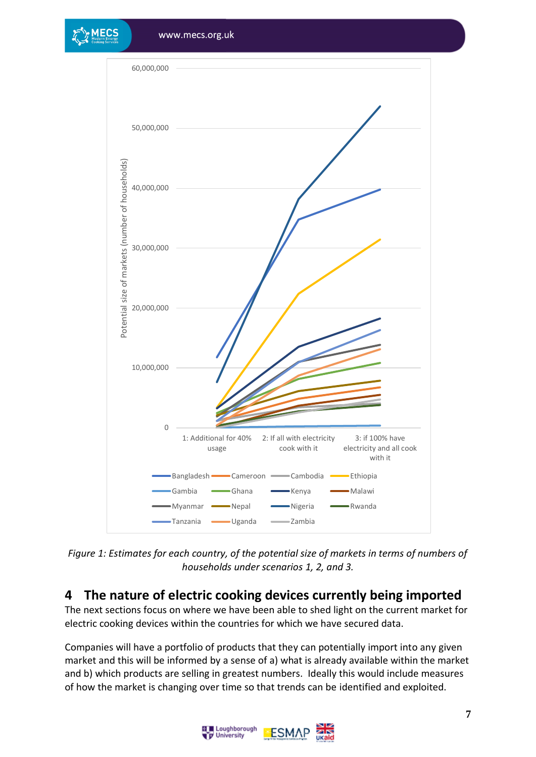Figure 1: Estimates for each country, of the potential size of markets in terms of numbers of households under scenarios 1, 2, and 3.

## 4 The nature of electric cooking devices currently being imported

The next sections focus on where we have been able to shed light on the current market for electric cooking devices within the countries for which we have secured data.

Companies will have a portfolio of products that they can potentially import into any given market and this will be informed by a sense of a) what is already available within the market and b) which products are selling in greatest numbers. Ideally this would include measures of how the market is changing over time so that trends can be identified and exploited.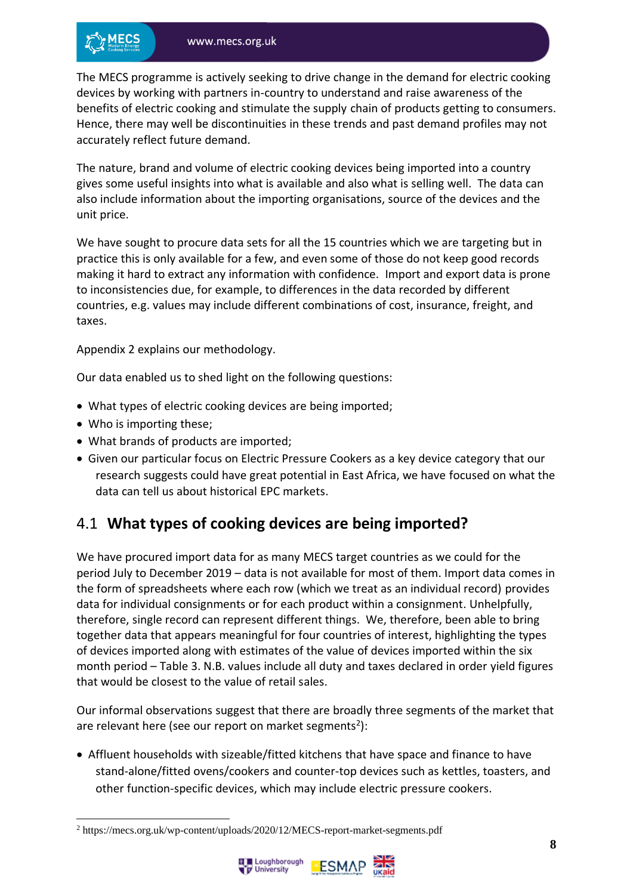The MECS programme is actively seeking to drive change in the demand for electric cooking devices by working with partners in-country to understand and raise awareness of the benefits of electric cooking and stimulate the supply chain of products getting to consumers. Hence, there may well be discontinuities in these trends and past demand profiles may not accurately reflect future demand.

The nature, brand and volume of electric cooking devices being imported into a country gives some useful insights into what is available and also what is selling well. The data can also include information about the importing organisations, source of the devices and the unit price.

We have sought to procure data sets for all the 15 countries which we are targeting but in practice this is only available for a few, and even some of those do not keep good records making it hard to extract any information with confidence. Import and export data is prone to inconsistencies due, for example, to differences in the data recorded by different countries, e.g. values may include different combinations of cost, insurance, freight, and taxes.

Appendix 2 explains our methodology.

Our data enabled us to shed light on the following questions:

- What types of electric cooking devices are being imported;
- Who is importing these;
- What brands of products are imported;
- Given our particular focus on Electric Pressure Cookers as a key device category that our research suggests could have great potential in East Africa, we have focused on what the data can tell us about historical EPC markets.

## 4.1 **What types of cooking devices are being imported?**

We have procured import data for as many MECS target countries as we could for the period July to December 2019 – data is not available for most of them. Import data comes in the form of spreadsheets where each row (which we treat as an individual record) provides data for individual consignments or for each product within a consignment. Unhelpfully, therefore, single record can represent different things. We, therefore, been able to bring together data that appears meaningful for four countries of interest, highlighting the types of devices imported along with estimates of the value of devices imported within the six month period – Table 3. N.B. values include all duty and taxes declared in order yield figures that would be closest to the value of retail sales.

Our informal observations suggest that there are broadly three segments of the market that are relevant here (see our report on market segments[2]):

- Affluent households with sizeable/fitted kitchens that have space and finance to have stand-alone/fitted ovens/cookers and counter-top devices such as kettles, toasters, and other function-specific devices, which may include electric pressure cookers.

[2] https://mecs.org.uk/wp-content/uploads/2020/12/MECS-report-market-segments.pdf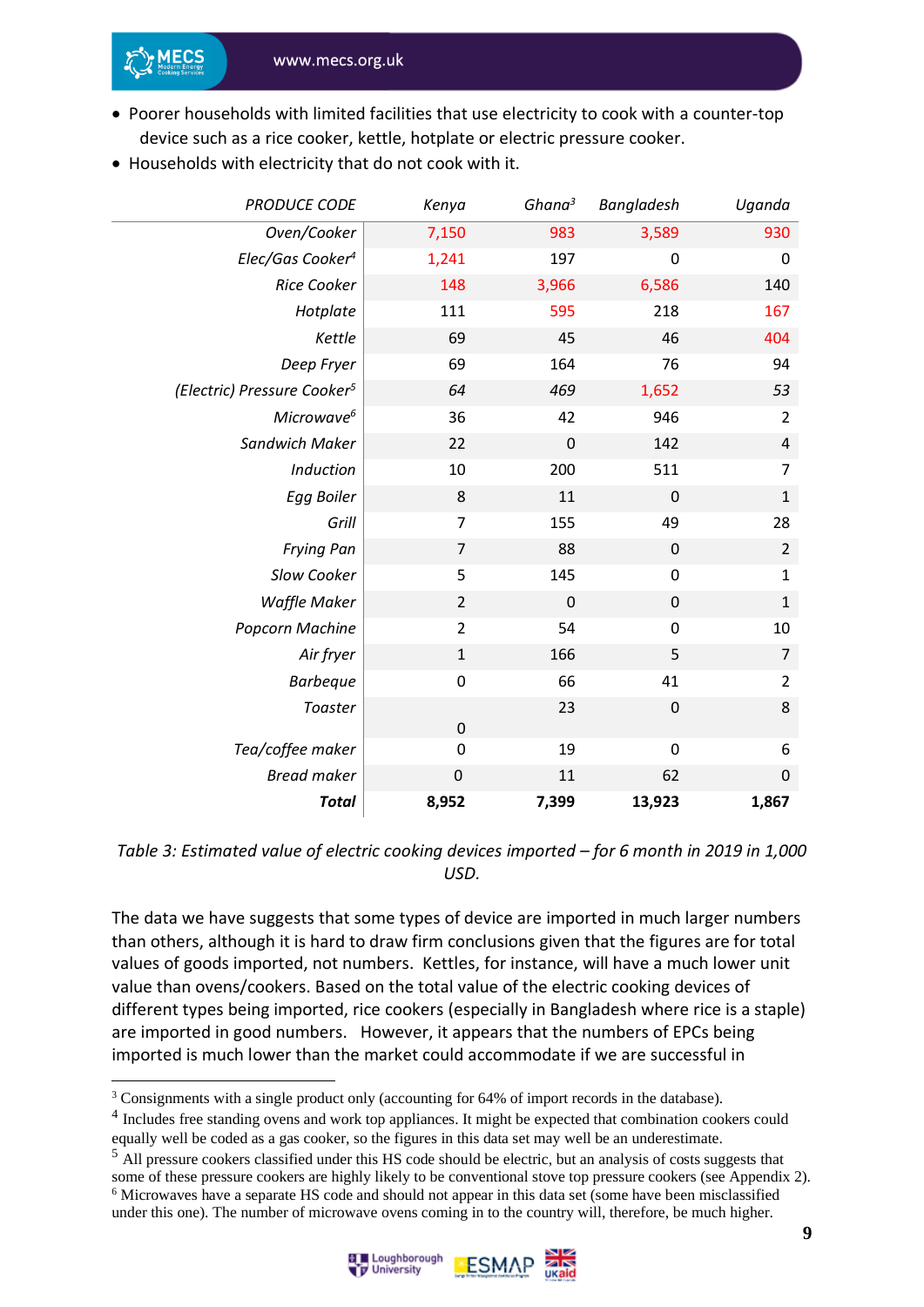- Poorer households with limited facilities that use electricity to cook with a counter-top device such as a rice cooker, kettle, hotplate or electric pressure cooker.
- Households with electricity that do not cook with it.

| *PRODUCE CODE* | *Kenya* | *Ghana*[3] | *Bangladesh* | *Uganda* |
|---|---|---|---|---|
| *Oven/Cooker* | 7,150 | 983 | 3,589 | 930 |
| *Elec/Gas Cooker*[4] | 1,241 | 197 | 0 | 0 |
| *Rice Cooker* | 148 | 3,966 | 6,586 | 140 |
| *Hotplate* | 111 | 595 | 218 | 167 |
| *Kettle* | 69 | 45 | 46 | 404 |
| *Deep Fryer* | 69 | 164 | 76 | 94 |
| *(Electric) Pressure Cooker*[5] | *64* | *469* | 1,652 | *53* |
| *Microwave*[6] | 36 | 42 | 946 | 2 |
| *Sandwich Maker* | 22 | 0 | 142 | 4 |
| *Induction* | 10 | 200 | 511 | 7 |
| *Egg Boiler* | 8 | 11 | 0 | 1 |
| *Grill* | 7 | 155 | 49 | 28 |
| *Frying Pan* | 7 | 88 | 0 | 2 |
| *Slow Cooker* | 5 | 145 | 0 | 1 |
| *Waffle Maker* | 2 | 0 | 0 | 1 |
| *Popcorn Machine* | 2 | 54 | 0 | 10 |
| *Air fryer* | 1 | 166 | 5 | 7 |
| *Barbeque* | 0 | 66 | 41 | 2 |
| *Toaster* | 0 | 23 | 0 | 8 |
| *Tea/coffee maker* | 0 | 19 | 0 | 6 |
| *Bread maker* | 0 | 11 | 62 | 0 |
| ***Total*** | **8,952** | **7,399** | **13,923** | **1,867** |

*Table 3: Estimated value of electric cooking devices imported – for 6 month in 2019 in 1,000 USD.*

The data we have suggests that some types of device are imported in much larger numbers than others, although it is hard to draw firm conclusions given that the figures are for total values of goods imported, not numbers. Kettles, for instance, will have a much lower unit value than ovens/cookers. Based on the total value of the electric cooking devices of different types being imported, rice cookers (especially in Bangladesh where rice is a staple) are imported in good numbers. However, it appears that the numbers of EPCs being imported is much lower than the market could accommodate if we are successful in

[3] Consignments with a single product only (accounting for 64% of import records in the database).

[4] Includes free standing ovens and work top appliances. It might be expected that combination cookers could equally well be coded as a gas cooker, so the figures in this data set may well be an underestimate.

[5] All pressure cookers classified under this HS code should be electric, but an analysis of costs suggests that some of these pressure cookers are highly likely to be conventional stove top pressure cookers (see Appendix 2).

[6] Microwaves have a separate HS code and should not appear in this data set (some have been misclassified under this one). The number of microwave ovens coming in to the country will, therefore, be much higher.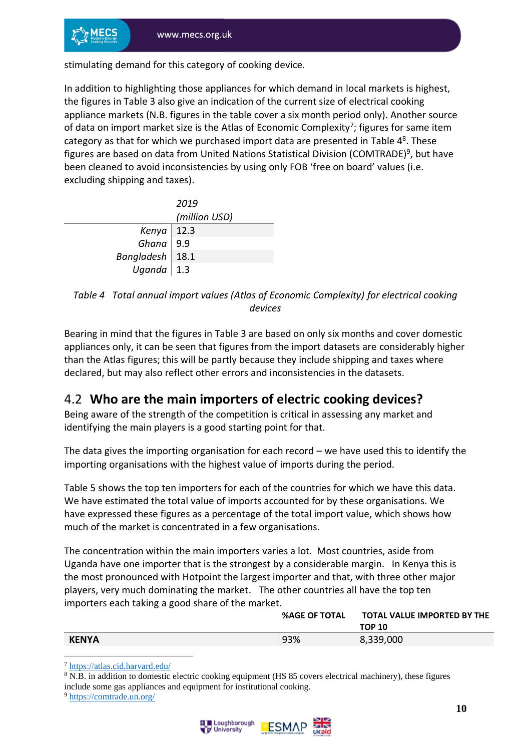stimulating demand for this category of cooking device.

In addition to highlighting those appliances for which demand in local markets is highest, the figures in Table 3 also give an indication of the current size of electrical cooking appliance markets (N.B. figures in the table cover a six month period only). Another source of data on import market size is the Atlas of Economic Complexity[7]; figures for same item category as that for which we purchased import data are presented in Table 4[8]. These figures are based on data from United Nations Statistical Division (COMTRADE)[9], but have been cleaned to avoid inconsistencies by using only FOB 'free on board' values (i.e. excluding shipping and taxes).

| | *2019 (million USD)* |
|---|---|
| *Kenya* | 12.3 |
| *Ghana* | 9.9 |
| *Bangladesh* | 18.1 |
| *Uganda* | 1.3 |

*Table 4 Total annual import values (Atlas of Economic Complexity) for electrical cooking devices*

Bearing in mind that the figures in Table 3 are based on only six months and cover domestic appliances only, it can be seen that figures from the import datasets are considerably higher than the Atlas figures; this will be partly because they include shipping and taxes where declared, but may also reflect other errors and inconsistencies in the datasets.

## 4.2 **Who are the main importers of electric cooking devices?**

Being aware of the strength of the competition is critical in assessing any market and identifying the main players is a good starting point for that.

The data gives the importing organisation for each record – we have used this to identify the importing organisations with the highest value of imports during the period.

Table 5 shows the top ten importers for each of the countries for which we have this data. We have estimated the total value of imports accounted for by these organisations. We have expressed these figures as a percentage of the total import value, which shows how much of the market is concentrated in a few organisations.

The concentration within the main importers varies a lot. Most countries, aside from Uganda have one importer that is the strongest by a considerable margin. In Kenya this is the most pronounced with Hotpoint the largest importer and that, with three other major players, very much dominating the market. The other countries all have the top ten importers each taking a good share of the market.

| | %AGE OF TOTAL | TOTAL VALUE IMPORTED BY THE TOP 10 |
|---|---|---|
| **KENYA** | 93% | 8,339,000 |

[7] https://atlas.cid.harvard.edu/

[8] N.B. in addition to domestic electric cooking equipment (HS 85 covers electrical machinery), these figures include some gas appliances and equipment for institutional cooking.

[9] https://comtrade.un.org/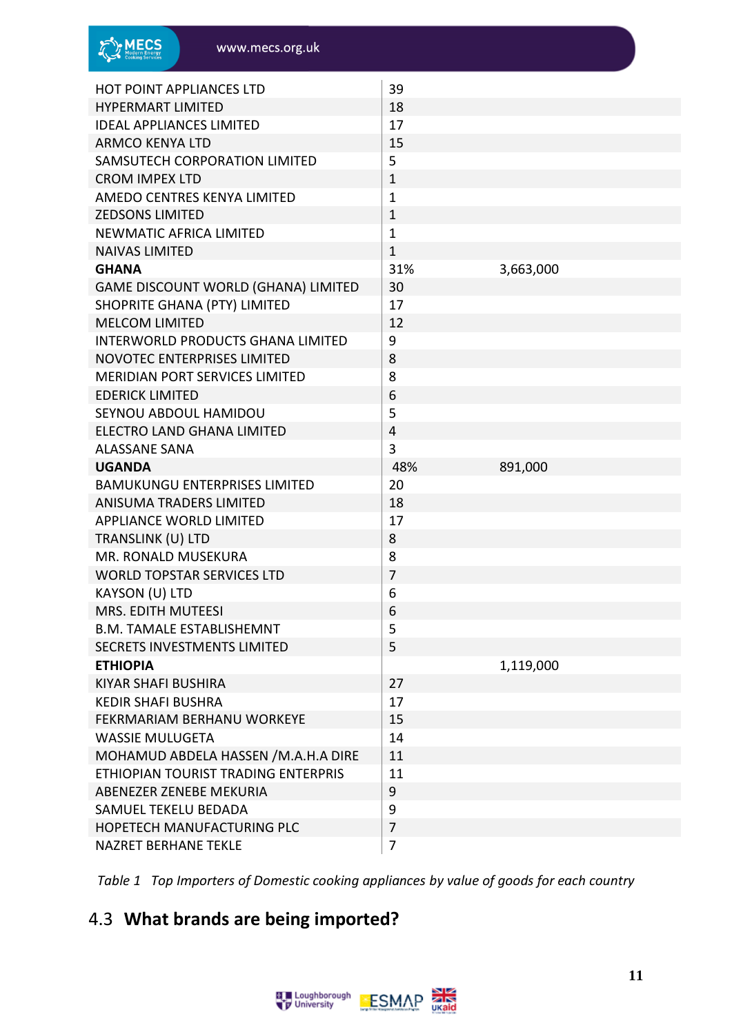| | | |
|---|---|---|
| HOT POINT APPLIANCES LTD | 39 | |
| HYPERMART LIMITED | 18 | |
| IDEAL APPLIANCES LIMITED | 17 | |
| ARMCO KENYA LTD | 15 | |
| SAMSUTECH CORPORATION LIMITED | 5 | |
| CROM IMPEX LTD | 1 | |
| AMEDO CENTRES KENYA LIMITED | 1 | |
| ZEDSONS LIMITED | 1 | |
| NEWMATIC AFRICA LIMITED | 1 | |
| NAIVAS LIMITED | 1 | |
| **GHANA** | 31% | 3,663,000 |
| GAME DISCOUNT WORLD (GHANA) LIMITED | 30 | |
| SHOPRITE GHANA (PTY) LIMITED | 17 | |
| MELCOM LIMITED | 12 | |
| INTERWORLD PRODUCTS GHANA LIMITED | 9 | |
| NOVOTEC ENTERPRISES LIMITED | 8 | |
| MERIDIAN PORT SERVICES LIMITED | 8 | |
| EDERICK LIMITED | 6 | |
| SEYNOU ABDOUL HAMIDOU | 5 | |
| ELECTRO LAND GHANA LIMITED | 4 | |
| ALASSANE SANA | 3 | |
| **UGANDA** | 48% | 891,000 |
| BAMUKUNGU ENTERPRISES LIMITED | 20 | |
| ANISUMA TRADERS LIMITED | 18 | |
| APPLIANCE WORLD LIMITED | 17 | |
| TRANSLINK (U) LTD | 8 | |
| MR. RONALD MUSEKURA | 8 | |
| WORLD TOPSTAR SERVICES LTD | 7 | |
| KAYSON (U) LTD | 6 | |
| MRS. EDITH MUTEESI | 6 | |
| B.M. TAMALE ESTABLISHEMNT | 5 | |
| SECRETS INVESTMENTS LIMITED | 5 | |
| **ETHIOPIA** | | 1,119,000 |
| KIYAR SHAFI BUSHIRA | 27 | |
| KEDIR SHAFI BUSHRA | 17 | |
| FEKRMARIAM BERHANU WORKEYE | 15 | |
| WASSIE MULUGETA | 14 | |
| MOHAMUD ABDELA HASSEN /M.A.H.A DIRE | 11 | |
| ETHIOPIAN TOURIST TRADING ENTERPRIS | 11 | |
| ABENEZER ZENEBE MEKURIA | 9 | |
| SAMUEL TEKELU BEDADA | 9 | |
| HOPETECH MANUFACTURING PLC | 7 | |
| NAZRET BERHANE TEKLE | 7 | |

*Table 1 Top Importers of Domestic cooking appliances by value of goods for each country*

## 4.3 What brands are being imported?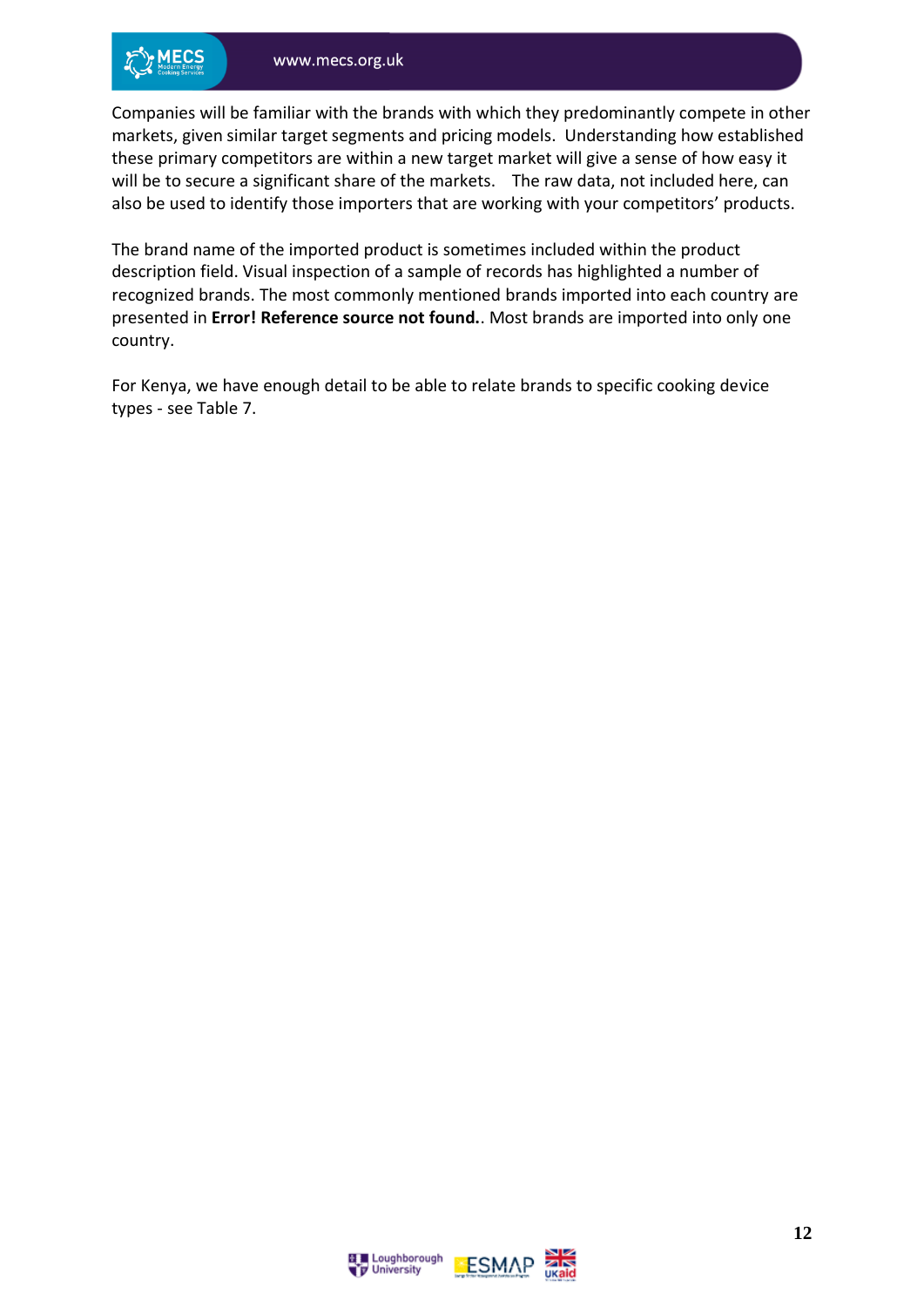Companies will be familiar with the brands with which they predominantly compete in other markets, given similar target segments and pricing models. Understanding how established these primary competitors are within a new target market will give a sense of how easy it will be to secure a significant share of the markets. The raw data, not included here, can also be used to identify those importers that are working with your competitors' products.

The brand name of the imported product is sometimes included within the product description field. Visual inspection of a sample of records has highlighted a number of recognized brands. The most commonly mentioned brands imported into each country are presented in **Error! Reference source not found.**. Most brands are imported into only one country.

For Kenya, we have enough detail to be able to relate brands to specific cooking device types - see Table 7.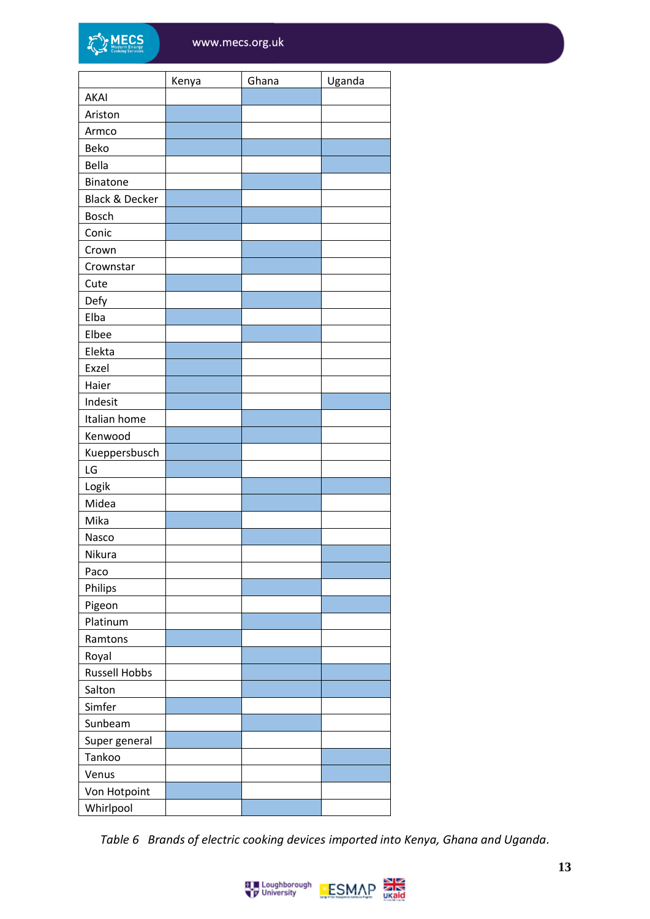| | Kenya | Ghana | Uganda |
|---|---|---|---|
| AKAI | | X | |
| Ariston | X | | |
| Armco | X | | |
| Beko | X | X | X |
| Bella | | | X |
| Binatone | | X | |
| Black & Decker | X | | |
| Bosch | X | X | |
| Conic | X | | |
| Crown | | X | |
| Crownstar | | X | |
| Cute | X | | |
| Defy | | X | |
| Elba | X | | |
| Elbee | | X | |
| Elekta | X | | |
| Exzel | X | | |
| Haier | X | | |
| Indesit | X | | X |
| Italian home | | X | |
| Kenwood | X | X | |
| Kueppersbusch | X | | |
| LG | X | | |
| Logik | | X | X |
| Midea | | X | |
| Mika | X | | |
| Nasco | | X | |
| Nikura | | | X |
| Paco | | | X |
| Philips | | X | |
| Pigeon | | | X |
| Platinum | | X | |
| Ramtons | X | | |
| Royal | | X | |
| Russell Hobbs | | X | X |
| Salton | | X | X |
| Simfer | X | | |
| Sunbeam | | X | |
| Super general | X | | |
| Tankoo | | | X |
| Venus | | | X |
| Von Hotpoint | X | | |
| Whirlpool | | X | |

*Table 6 Brands of electric cooking devices imported into Kenya, Ghana and Uganda.*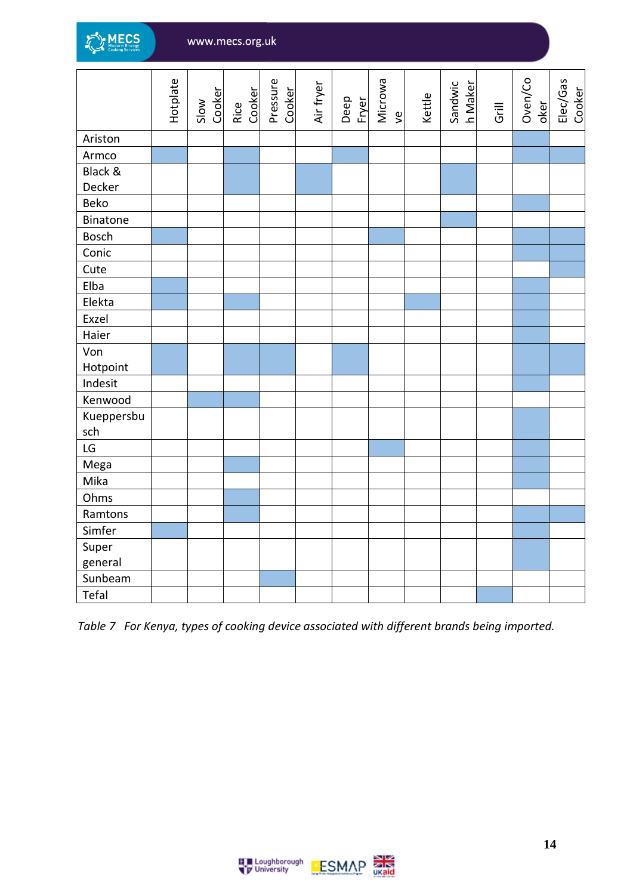| | Hotplate | Slow Cooker | Rice Cooker | Pressure Cooker | Air fryer | Deep Fryer | Microwave | Kettle | Sandwich Maker | Grill | Oven/Cooker | Elec/Gas Cooker |
|---|---|---|---|---|---|---|---|---|---|---|---|---|
| Ariston | | | | | | | | | | | X | |
| Armco | X | | X | | | X | | | | | X | X |
| Black & Decker | | | X | | X | | | | X | | | |
| Beko | | | | | | | | | | | X | |
| Binatone | | | | | | | | | X | | | |
| Bosch | X | | | | | | X | | | | X | X |
| Conic | | | | | | | | | | | X | X |
| Cute | | | | | | | | | | | | X |
| Elba | X | | | | | | | | | | X | |
| Elekta | X | | X | | | | | X | | | X | |
| Exzel | | | | | | | | | | | X | |
| Haier | | | | | | | | | | | X | |
| Von Hotpoint | X | | X | X | | X | | | | | X | X |
| Indesit | | | | | | | | | | | X | |
| Kenwood | | X | X | | | | | | | | | |
| Kueppersbusch | | | | | | | | | | | X | |
| LG | | | | | | | X | | | | X | |
| Mega | | | X | | | | | | | | X | |
| Mika | | | | | | | | | | | X | |
| Ohms | | | X | | | | | | | | | |
| Ramtons | | | X | | | | | | | | X | X |
| Simfer | X | | | | | | | | | | X | |
| Super general | | | | | | | | | | | X | |
| Sunbeam | | | | X | | | | | | | | |
| Tefal | | | | | | | | | | X | | |

*Table 7 For Kenya, types of cooking device associated with different brands being imported.*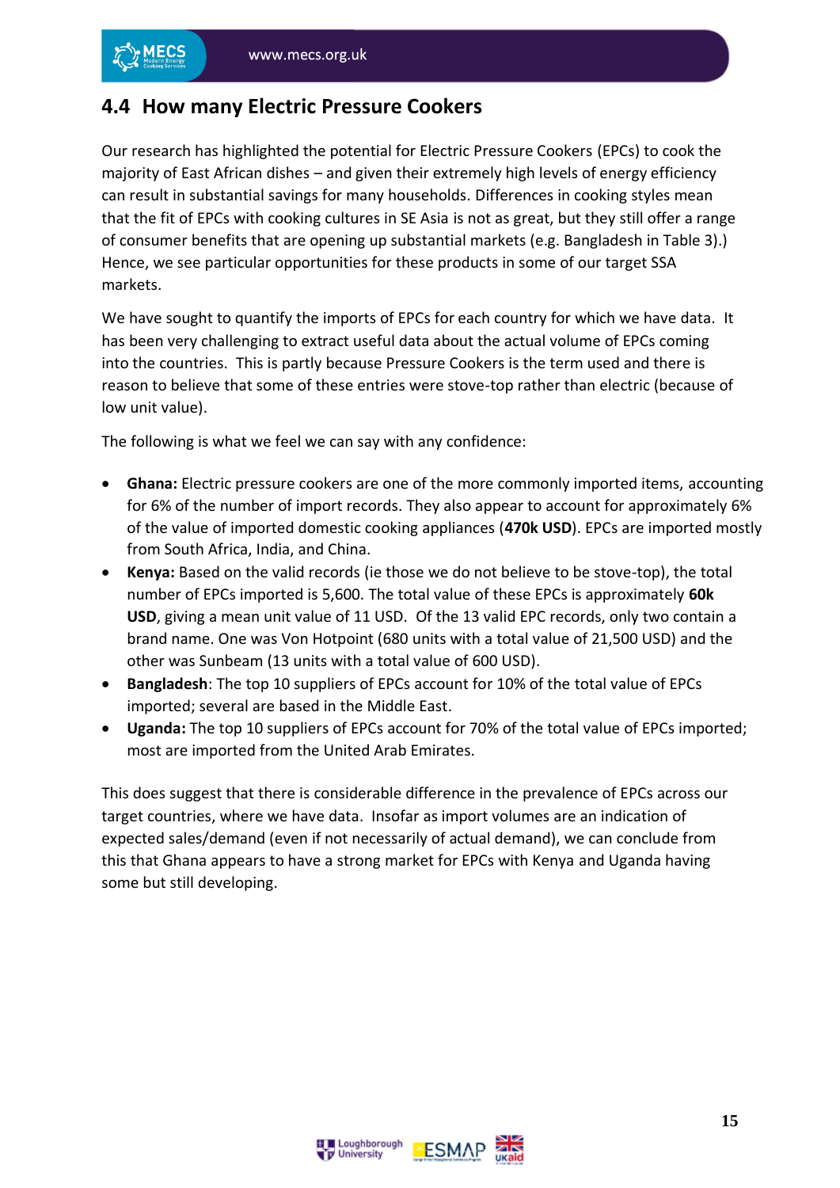## 4.4 How many Electric Pressure Cookers

Our research has highlighted the potential for Electric Pressure Cookers (EPCs) to cook the majority of East African dishes – and given their extremely high levels of energy efficiency can result in substantial savings for many households. Differences in cooking styles mean that the fit of EPCs with cooking cultures in SE Asia is not as great, but they still offer a range of consumer benefits that are opening up substantial markets (e.g. Bangladesh in Table 3).) Hence, we see particular opportunities for these products in some of our target SSA markets.

We have sought to quantify the imports of EPCs for each country for which we have data. It has been very challenging to extract useful data about the actual volume of EPCs coming into the countries. This is partly because Pressure Cookers is the term used and there is reason to believe that some of these entries were stove-top rather than electric (because of low unit value).

The following is what we feel we can say with any confidence:

- **Ghana:** Electric pressure cookers are one of the more commonly imported items, accounting for 6% of the number of import records. They also appear to account for approximately 6% of the value of imported domestic cooking appliances (**470k USD**). EPCs are imported mostly from South Africa, India, and China.
- **Kenya:** Based on the valid records (ie those we do not believe to be stove-top), the total number of EPCs imported is 5,600. The total value of these EPCs is approximately **60k USD**, giving a mean unit value of 11 USD. Of the 13 valid EPC records, only two contain a brand name. One was Von Hotpoint (680 units with a total value of 21,500 USD) and the other was Sunbeam (13 units with a total value of 600 USD).
- **Bangladesh**: The top 10 suppliers of EPCs account for 10% of the total value of EPCs imported; several are based in the Middle East.
- **Uganda:** The top 10 suppliers of EPCs account for 70% of the total value of EPCs imported; most are imported from the United Arab Emirates.

This does suggest that there is considerable difference in the prevalence of EPCs across our target countries, where we have data. Insofar as import volumes are an indication of expected sales/demand (even if not necessarily of actual demand), we can conclude from this that Ghana appears to have a strong market for EPCs with Kenya and Uganda having some but still developing.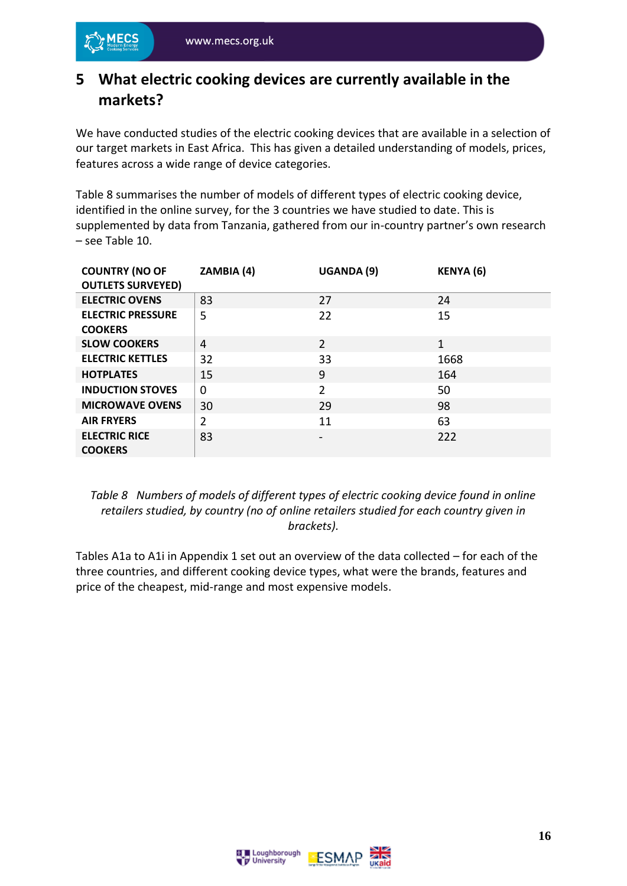# 5 What electric cooking devices are currently available in the markets?

We have conducted studies of the electric cooking devices that are available in a selection of our target markets in East Africa. This has given a detailed understanding of models, prices, features across a wide range of device categories.

Table 8 summarises the number of models of different types of electric cooking device, identified in the online survey, for the 3 countries we have studied to date. This is supplemented by data from Tanzania, gathered from our in-country partner's own research – see Table 10.

| COUNTRY (NO OF OUTLETS SURVEYED) | ZAMBIA (4) | UGANDA (9) | KENYA (6) |
|---|---|---|---|
| ELECTRIC OVENS | 83 | 27 | 24 |
| ELECTRIC PRESSURE COOKERS | 5 | 22 | 15 |
| SLOW COOKERS | 4 | 2 | 1 |
| ELECTRIC KETTLES | 32 | 33 | 1668 |
| HOTPLATES | 15 | 9 | 164 |
| INDUCTION STOVES | 0 | 2 | 50 |
| MICROWAVE OVENS | 30 | 29 | 98 |
| AIR FRYERS | 2 | 11 | 63 |
| ELECTRIC RICE COOKERS | 83 | - | 222 |

*Table 8 Numbers of models of different types of electric cooking device found in online retailers studied, by country (no of online retailers studied for each country given in brackets).*

Tables A1a to A1i in Appendix 1 set out an overview of the data collected – for each of the three countries, and different cooking device types, what were the brands, features and price of the cheapest, mid-range and most expensive models.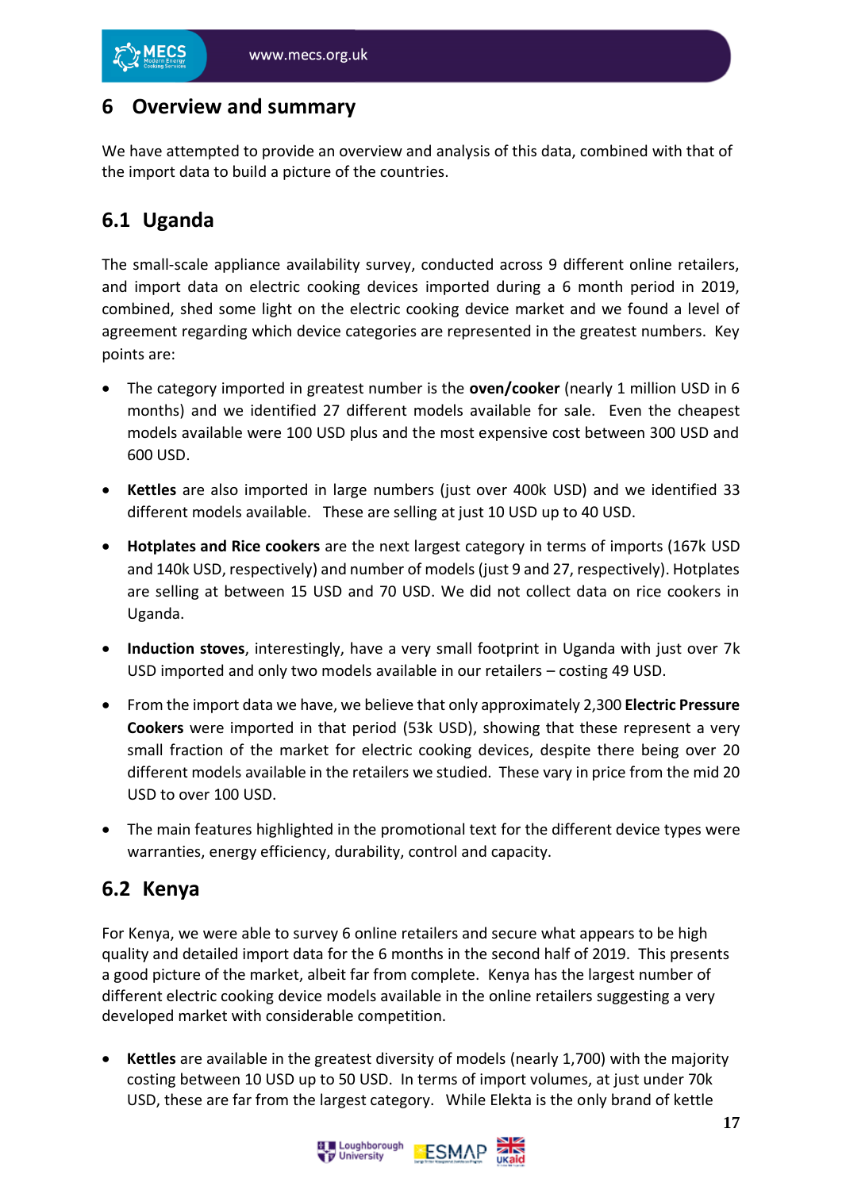# 6 Overview and summary

We have attempted to provide an overview and analysis of this data, combined with that of the import data to build a picture of the countries.

## 6.1 Uganda

The small-scale appliance availability survey, conducted across 9 different online retailers, and import data on electric cooking devices imported during a 6 month period in 2019, combined, shed some light on the electric cooking device market and we found a level of agreement regarding which device categories are represented in the greatest numbers. Key points are:

- The category imported in greatest number is the **oven/cooker** (nearly 1 million USD in 6 months) and we identified 27 different models available for sale. Even the cheapest models available were 100 USD plus and the most expensive cost between 300 USD and 600 USD.
- **Kettles** are also imported in large numbers (just over 400k USD) and we identified 33 different models available. These are selling at just 10 USD up to 40 USD.
- **Hotplates and Rice cookers** are the next largest category in terms of imports (167k USD and 140k USD, respectively) and number of models (just 9 and 27, respectively). Hotplates are selling at between 15 USD and 70 USD. We did not collect data on rice cookers in Uganda.
- **Induction stoves**, interestingly, have a very small footprint in Uganda with just over 7k USD imported and only two models available in our retailers – costing 49 USD.
- From the import data we have, we believe that only approximately 2,300 **Electric Pressure Cookers** were imported in that period (53k USD), showing that these represent a very small fraction of the market for electric cooking devices, despite there being over 20 different models available in the retailers we studied. These vary in price from the mid 20 USD to over 100 USD.
- The main features highlighted in the promotional text for the different device types were warranties, energy efficiency, durability, control and capacity.

## 6.2 Kenya

For Kenya, we were able to survey 6 online retailers and secure what appears to be high quality and detailed import data for the 6 months in the second half of 2019. This presents a good picture of the market, albeit far from complete. Kenya has the largest number of different electric cooking device models available in the online retailers suggesting a very developed market with considerable competition.

- **Kettles** are available in the greatest diversity of models (nearly 1,700) with the majority costing between 10 USD up to 50 USD. In terms of import volumes, at just under 70k USD, these are far from the largest category. While Elekta is the only brand of kettle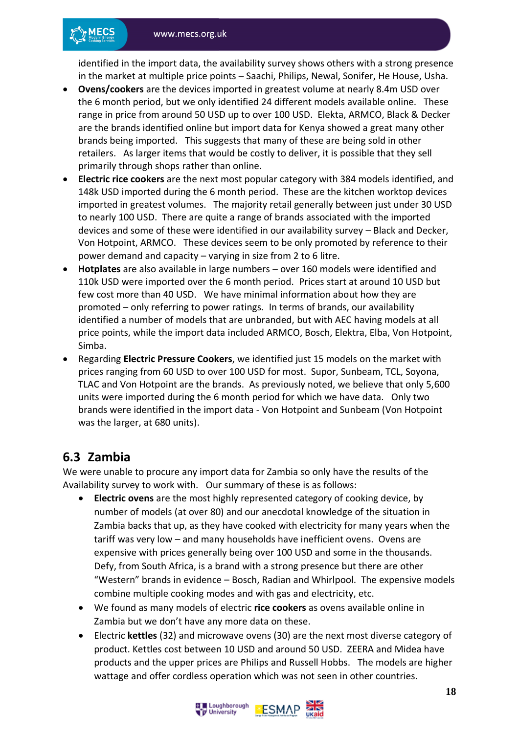identified in the import data, the availability survey shows others with a strong presence in the market at multiple price points – Saachi, Philips, Newal, Sonifer, He House, Usha.

- **Ovens/cookers** are the devices imported in greatest volume at nearly 8.4m USD over the 6 month period, but we only identified 24 different models available online. These range in price from around 50 USD up to over 100 USD. Elekta, ARMCO, Black & Decker are the brands identified online but import data for Kenya showed a great many other brands being imported. This suggests that many of these are being sold in other retailers. As larger items that would be costly to deliver, it is possible that they sell primarily through shops rather than online.
- **Electric rice cookers** are the next most popular category with 384 models identified, and 148k USD imported during the 6 month period. These are the kitchen worktop devices imported in greatest volumes. The majority retail generally between just under 30 USD to nearly 100 USD. There are quite a range of brands associated with the imported devices and some of these were identified in our availability survey – Black and Decker, Von Hotpoint, ARMCO. These devices seem to be only promoted by reference to their power demand and capacity – varying in size from 2 to 6 litre.
- **Hotplates** are also available in large numbers – over 160 models were identified and 110k USD were imported over the 6 month period. Prices start at around 10 USD but few cost more than 40 USD. We have minimal information about how they are promoted – only referring to power ratings. In terms of brands, our availability identified a number of models that are unbranded, but with AEC having models at all price points, while the import data included ARMCO, Bosch, Elektra, Elba, Von Hotpoint, Simba.
- Regarding **Electric Pressure Cookers**, we identified just 15 models on the market with prices ranging from 60 USD to over 100 USD for most. Supor, Sunbeam, TCL, Soyona, TLAC and Von Hotpoint are the brands. As previously noted, we believe that only 5,600 units were imported during the 6 month period for which we have data. Only two brands were identified in the import data - Von Hotpoint and Sunbeam (Von Hotpoint was the larger, at 680 units).

## 6.3 Zambia

We were unable to procure any import data for Zambia so only have the results of the Availability survey to work with. Our summary of these is as follows:

- **Electric ovens** are the most highly represented category of cooking device, by number of models (at over 80) and our anecdotal knowledge of the situation in Zambia backs that up, as they have cooked with electricity for many years when the tariff was very low – and many households have inefficient ovens. Ovens are expensive with prices generally being over 100 USD and some in the thousands. Defy, from South Africa, is a brand with a strong presence but there are other "Western" brands in evidence – Bosch, Radian and Whirlpool. The expensive models combine multiple cooking modes and with gas and electricity, etc.
- We found as many models of electric **rice cookers** as ovens available online in Zambia but we don't have any more data on these.
- Electric **kettles** (32) and microwave ovens (30) are the next most diverse category of product. Kettles cost between 10 USD and around 50 USD. ZEERA and Midea have products and the upper prices are Philips and Russell Hobbs. The models are higher wattage and offer cordless operation which was not seen in other countries.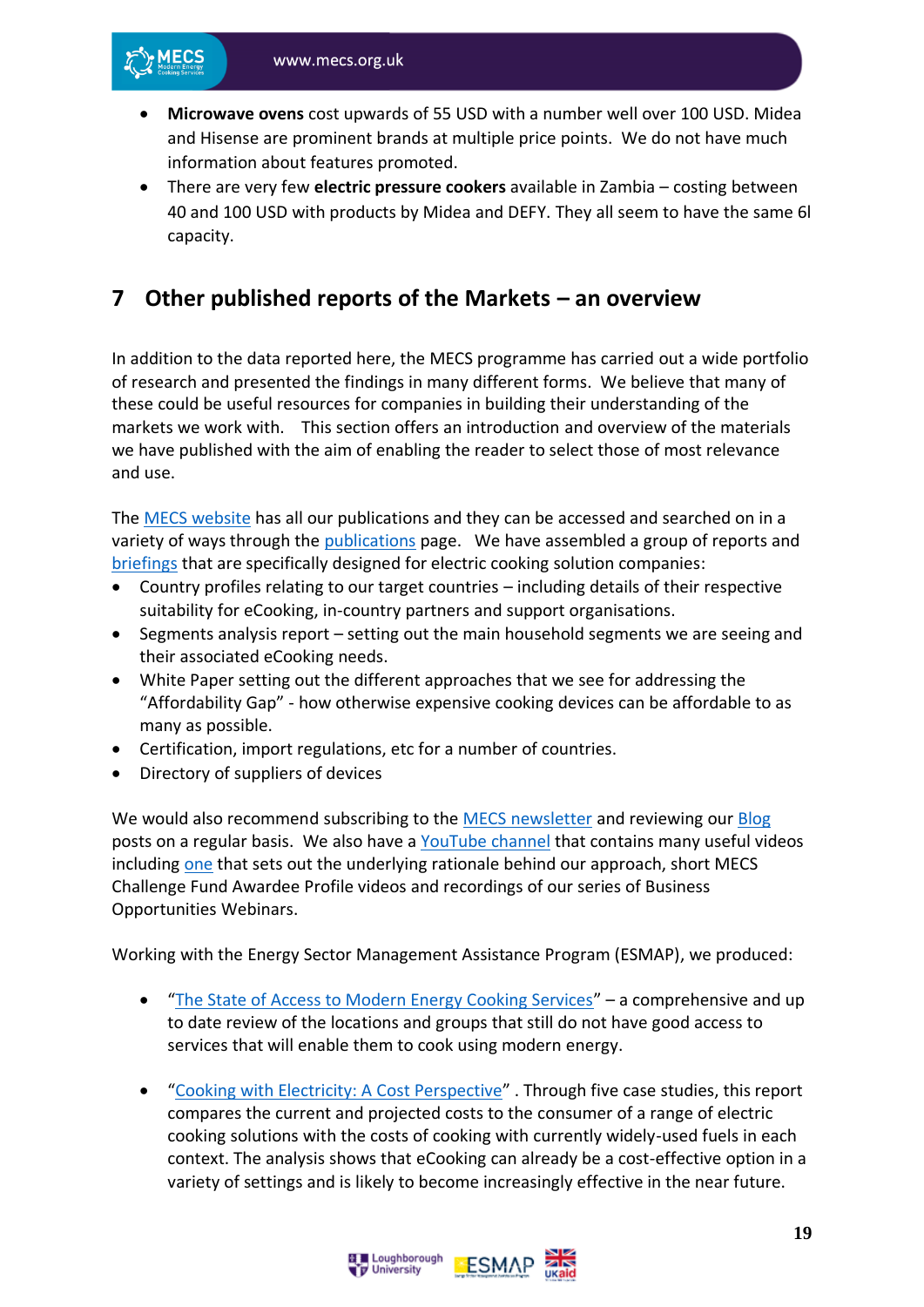- **Microwave ovens** cost upwards of 55 USD with a number well over 100 USD. Midea and Hisense are prominent brands at multiple price points. We do not have much information about features promoted.
- There are very few **electric pressure cookers** available in Zambia – costing between 40 and 100 USD with products by Midea and DEFY. They all seem to have the same 6l capacity.

# 7 Other published reports of the Markets – an overview

In addition to the data reported here, the MECS programme has carried out a wide portfolio of research and presented the findings in many different forms. We believe that many of these could be useful resources for companies in building their understanding of the markets we work with. This section offers an introduction and overview of the materials we have published with the aim of enabling the reader to select those of most relevance and use.

The MECS website has all our publications and they can be accessed and searched on in a variety of ways through the publications page. We have assembled a group of reports and briefings that are specifically designed for electric cooking solution companies:

- Country profiles relating to our target countries – including details of their respective suitability for eCooking, in-country partners and support organisations.
- Segments analysis report – setting out the main household segments we are seeing and their associated eCooking needs.
- White Paper setting out the different approaches that we see for addressing the "Affordability Gap" - how otherwise expensive cooking devices can be affordable to as many as possible.
- Certification, import regulations, etc for a number of countries.
- Directory of suppliers of devices

We would also recommend subscribing to the MECS newsletter and reviewing our Blog posts on a regular basis. We also have a YouTube channel that contains many useful videos including one that sets out the underlying rationale behind our approach, short MECS Challenge Fund Awardee Profile videos and recordings of our series of Business Opportunities Webinars.

Working with the Energy Sector Management Assistance Program (ESMAP), we produced:

- "The State of Access to Modern Energy Cooking Services" – a comprehensive and up to date review of the locations and groups that still do not have good access to services that will enable them to cook using modern energy.

- "Cooking with Electricity: A Cost Perspective" . Through five case studies, this report compares the current and projected costs to the consumer of a range of electric cooking solutions with the costs of cooking with currently widely-used fuels in each context. The analysis shows that eCooking can already be a cost-effective option in a variety of settings and is likely to become increasingly effective in the near future.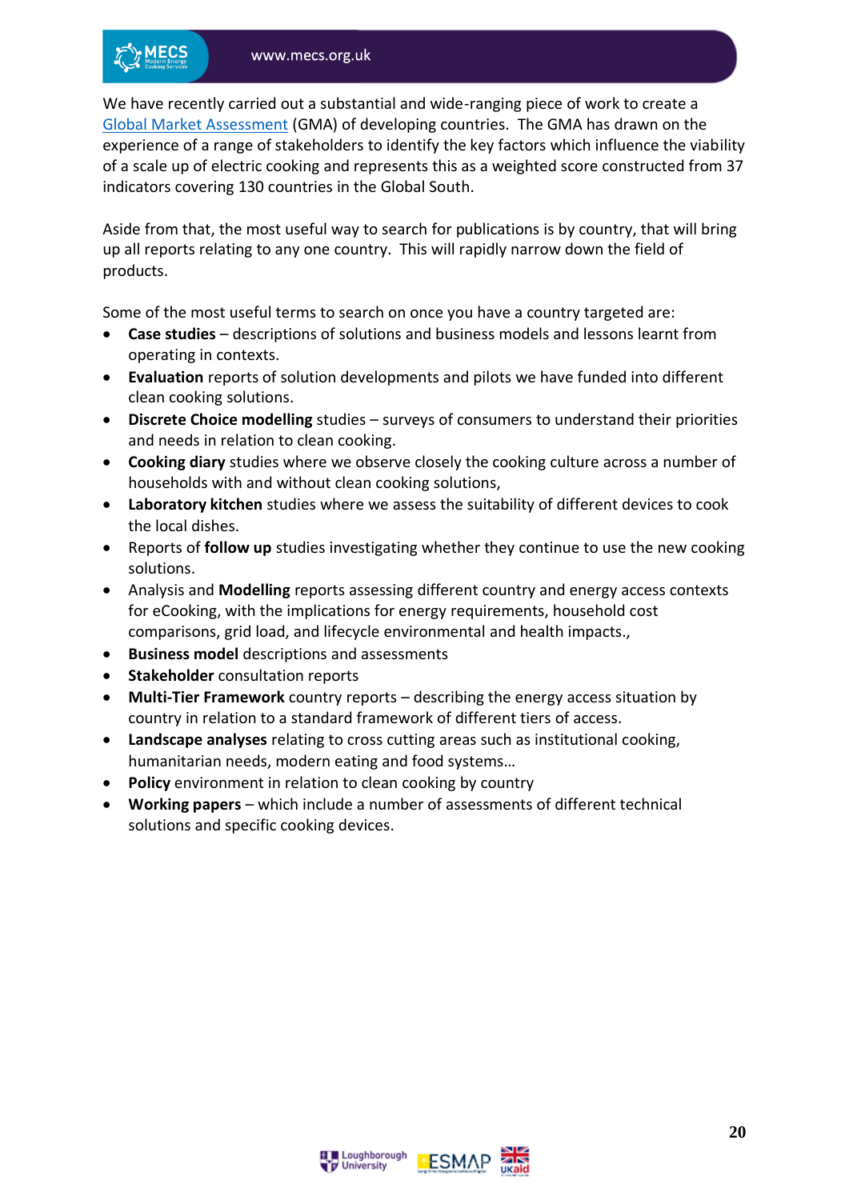We have recently carried out a substantial and wide-ranging piece of work to create a Global Market Assessment (GMA) of developing countries. The GMA has drawn on the experience of a range of stakeholders to identify the key factors which influence the viability of a scale up of electric cooking and represents this as a weighted score constructed from 37 indicators covering 130 countries in the Global South.

Aside from that, the most useful way to search for publications is by country, that will bring up all reports relating to any one country. This will rapidly narrow down the field of products.

Some of the most useful terms to search on once you have a country targeted are:

- **Case studies** – descriptions of solutions and business models and lessons learnt from operating in contexts.
- **Evaluation** reports of solution developments and pilots we have funded into different clean cooking solutions.
- **Discrete Choice modelling** studies – surveys of consumers to understand their priorities and needs in relation to clean cooking.
- **Cooking diary** studies where we observe closely the cooking culture across a number of households with and without clean cooking solutions,
- **Laboratory kitchen** studies where we assess the suitability of different devices to cook the local dishes.
- Reports of **follow up** studies investigating whether they continue to use the new cooking solutions.
- Analysis and **Modelling** reports assessing different country and energy access contexts for eCooking, with the implications for energy requirements, household cost comparisons, grid load, and lifecycle environmental and health impacts.,
- **Business model** descriptions and assessments
- **Stakeholder** consultation reports
- **Multi-Tier Framework** country reports – describing the energy access situation by country in relation to a standard framework of different tiers of access.
- **Landscape analyses** relating to cross cutting areas such as institutional cooking, humanitarian needs, modern eating and food systems…
- **Policy** environment in relation to clean cooking by country
- **Working papers** – which include a number of assessments of different technical solutions and specific cooking devices.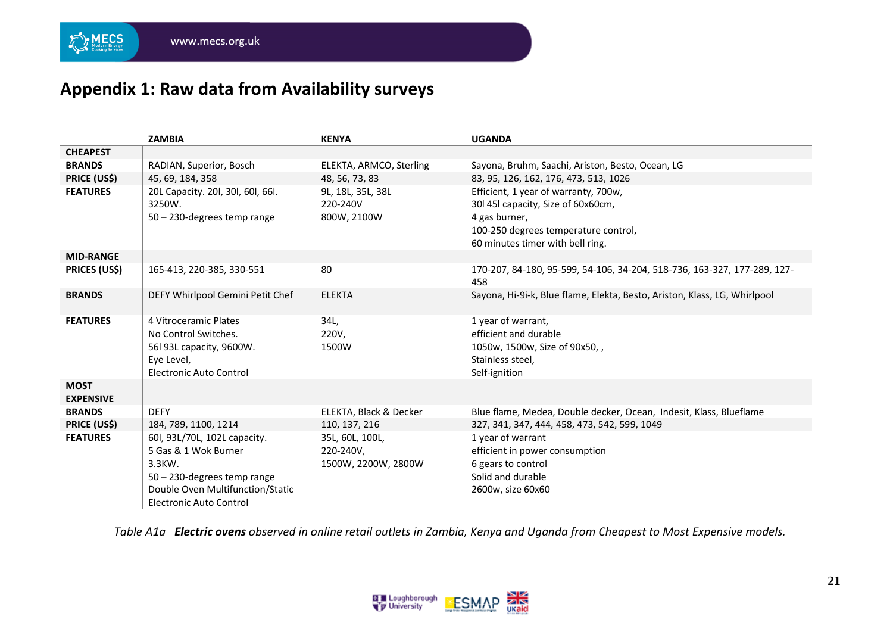## Appendix 1: Raw data from Availability surveys

| | ZAMBIA | KENYA | UGANDA |
|---|---|---|---|
| **CHEAPEST** | | | |
| **BRANDS** | RADIAN, Superior, Bosch | ELEKTA, ARMCO, Sterling | Sayona, Bruhm, Saachi, Ariston, Besto, Ocean, LG |
| **PRICE (US$)** | 45, 69, 184, 358 | 48, 56, 73, 83 | 83, 95, 126, 162, 176, 473, 513, 1026 |
| **FEATURES** | 20L Capacity. 20l, 30l, 60l, 66l.<br>3250W.<br>50 – 230-degrees temp range | 9L, 18L, 35L, 38L<br>220-240V<br>800W, 2100W | Efficient, 1 year of warranty, 700w,<br>30l 45l capacity, Size of 60x60cm,<br>4 gas burner,<br>100-250 degrees temperature control,<br>60 minutes timer with bell ring. |
| **MID-RANGE** | | | |
| **PRICES (US$)** | 165-413, 220-385, 330-551 | 80 | 170-207, 84-180, 95-599, 54-106, 34-204, 518-736, 163-327, 177-289, 127-458 |
| **BRANDS** | DEFY Whirlpool Gemini Petit Chef | ELEKTA | Sayona, Hi-9i-k, Blue flame, Elekta, Besto, Ariston, Klass, LG, Whirlpool |
| **FEATURES** | 4 Vitroceramic Plates<br>No Control Switches.<br>56l 93L capacity, 9600W.<br>Eye Level,<br>Electronic Auto Control | 34L,<br>220V,<br>1500W | 1 year of warrant,<br>efficient and durable<br>1050w, 1500w, Size of 90x50, ,<br>Stainless steel,<br>Self-ignition |
| **MOST EXPENSIVE** | | | |
| **BRANDS** | DEFY | ELEKTA, Black & Decker | Blue flame, Medea, Double decker, Ocean, Indesit, Klass, Blueflame |
| **PRICE (US$)** | 184, 789, 1100, 1214 | 110, 137, 216 | 327, 341, 347, 444, 458, 473, 542, 599, 1049 |
| **FEATURES** | 60l, 93L/70L, 102L capacity.<br>5 Gas & 1 Wok Burner<br>3.3KW.<br>50 – 230-degrees temp range<br>Double Oven Multifunction/Static<br>Electronic Auto Control | 35L, 60L, 100L,<br>220-240V,<br>1500W, 2200W, 2800W | 1 year of warrant<br>efficient in power consumption<br>6 gears to control<br>Solid and durable<br>2600w, size 60x60 |

*Table A1a* ***Electric ovens*** *observed in online retail outlets in Zambia, Kenya and Uganda from Cheapest to Most Expensive models.*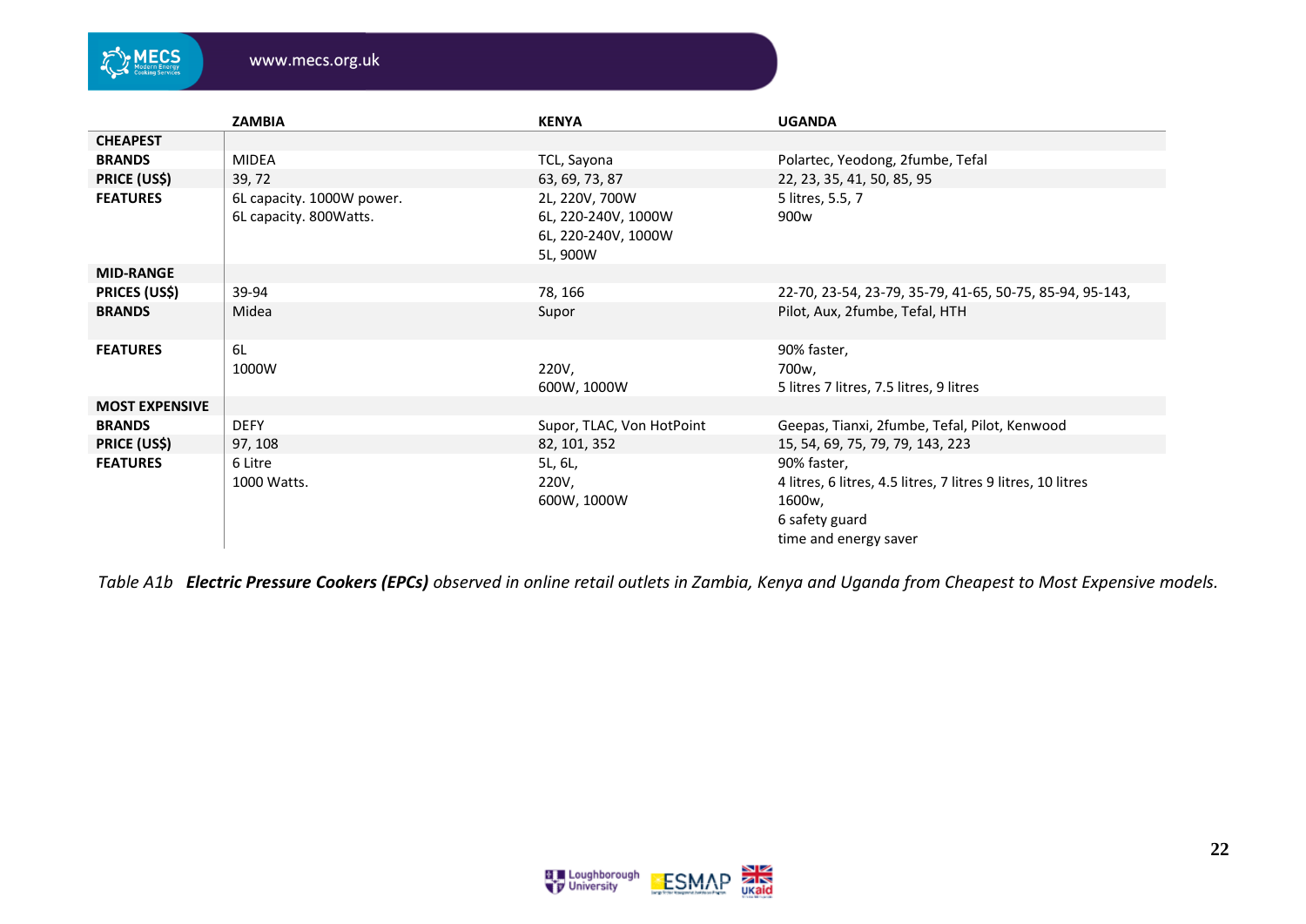| | ZAMBIA | KENYA | UGANDA |
|---|---|---|---|
| **CHEAPEST** | | | |
| **BRANDS** | MIDEA | TCL, Sayona | Polartec, Yeodong, 2fumbe, Tefal |
| **PRICE (US$)** | 39, 72 | 63, 69, 73, 87 | 22, 23, 35, 41, 50, 85, 95 |
| **FEATURES** | 6L capacity. 1000W power.<br>6L capacity. 800Watts. | 2L, 220V, 700W<br>6L, 220-240V, 1000W<br>6L, 220-240V, 1000W<br>5L, 900W | 5 litres, 5.5, 7<br>900w |
| **MID-RANGE** | | | |
| **PRICES (US$)** | 39-94 | 78, 166 | 22-70, 23-54, 23-79, 35-79, 41-65, 50-75, 85-94, 95-143, |
| **BRANDS** | Midea | Supor | Pilot, Aux, 2fumbe, Tefal, HTH |
| **FEATURES** | 6L<br>1000W | 220V,<br>600W, 1000W | 90% faster,<br>700w,<br>5 litres 7 litres, 7.5 litres, 9 litres |
| **MOST EXPENSIVE** | | | |
| **BRANDS** | DEFY | Supor, TLAC, Von HotPoint | Geepas, Tianxi, 2fumbe, Tefal, Pilot, Kenwood |
| **PRICE (US$)** | 97, 108 | 82, 101, 352 | 15, 54, 69, 75, 79, 79, 143, 223 |
| **FEATURES** | 6 Litre<br>1000 Watts. | 5L, 6L,<br>220V,<br>600W, 1000W | 90% faster,<br>4 litres, 6 litres, 4.5 litres, 7 litres 9 litres, 10 litres<br>1600w,<br>6 safety guard<br>time and energy saver |

*Table A1b* ***Electric Pressure Cookers (EPCs)*** *observed in online retail outlets in Zambia, Kenya and Uganda from Cheapest to Most Expensive models.*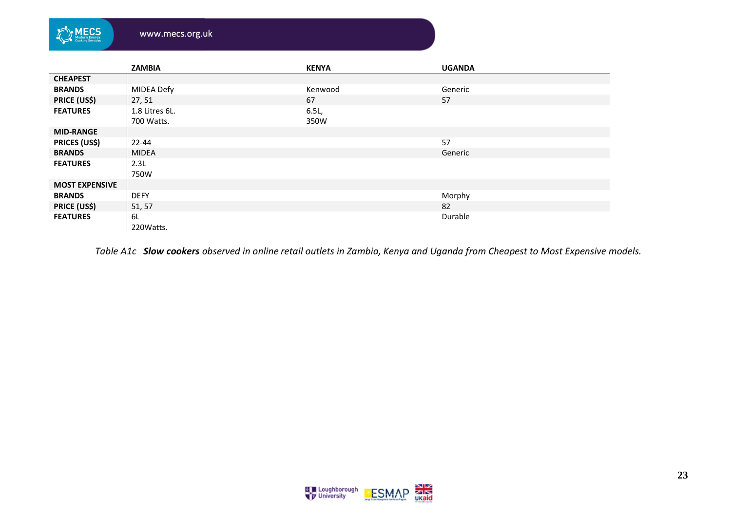| | ZAMBIA | KENYA | UGANDA |
|---|---|---|---|
| **CHEAPEST** | | | |
| **BRANDS** | MIDEA Defy | Kenwood | Generic |
| **PRICE (US$)** | 27, 51 | 67 | 57 |
| **FEATURES** | 1.8 Litres 6L.<br>700 Watts. | 6.5L,<br>350W | |
| **MID-RANGE** | | | |
| **PRICES (US$)** | 22-44 | | 57 |
| **BRANDS** | MIDEA | | Generic |
| **FEATURES** | 2.3L<br>750W | | |
| **MOST EXPENSIVE** | | | |
| **BRANDS** | DEFY | | Morphy |
| **PRICE (US$)** | 51, 57 | | 82 |
| **FEATURES** | 6L<br>220Watts. | | Durable |

*Table A1c* ***Slow cookers*** *observed in online retail outlets in Zambia, Kenya and Uganda from Cheapest to Most Expensive models.*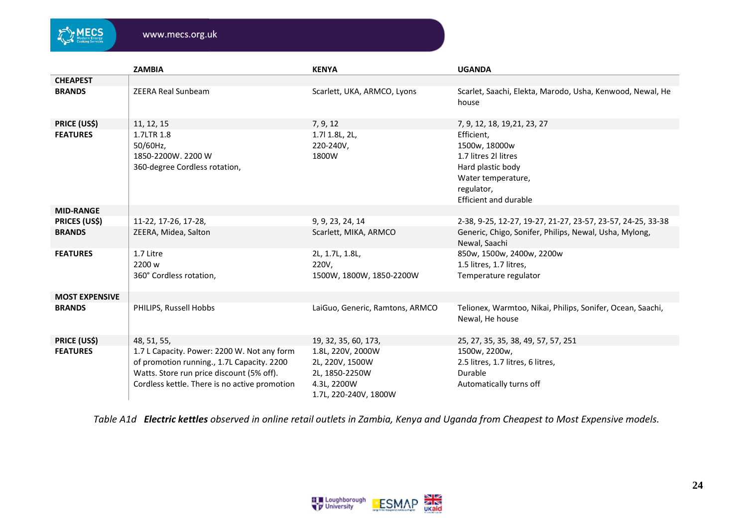| | ZAMBIA | KENYA | UGANDA |
|---|---|---|---|
| **CHEAPEST** | | | |
| **BRANDS** | ZEERA Real Sunbeam | Scarlett, UKA, ARMCO, Lyons | Scarlet, Saachi, Elekta, Marodo, Usha, Kenwood, Newal, He house |
| **PRICE (US$)** | 11, 12, 15 | 7, 9, 12 | 7, 9, 12, 18, 19,21, 23, 27 |
| **FEATURES** | 1.7LTR 1.8<br>50/60Hz,<br>1850-2200W. 2200 W<br>360-degree Cordless rotation, | 1.7l 1.8L, 2L,<br>220-240V,<br>1800W | Efficient,<br>1500w, 18000w<br>1.7 litres 2l litres<br>Hard plastic body<br>Water temperature,<br>regulator,<br>Efficient and durable |
| **MID-RANGE** | | | |
| **PRICES (US$)** | 11-22, 17-26, 17-28, | 9, 9, 23, 24, 14 | 2-38, 9-25, 12-27, 19-27, 21-27, 23-57, 23-57, 24-25, 33-38 |
| **BRANDS** | ZEERA, Midea, Salton | Scarlett, MIKA, ARMCO | Generic, Chigo, Sonifer, Philips, Newal, Usha, Mylong, Newal, Saachi |
| **FEATURES** | 1.7 Litre<br>2200 w<br>360° Cordless rotation, | 2L, 1.7L, 1.8L,<br>220V,<br>1500W, 1800W, 1850-2200W | 850w, 1500w, 2400w, 2200w<br>1.5 litres, 1.7 litres,<br>Temperature regulator |
| **MOST EXPENSIVE** | | | |
| **BRANDS** | PHILIPS, Russell Hobbs | LaiGuo, Generic, Ramtons, ARMCO | Telionex, Warmtoo, Nikai, Philips, Sonifer, Ocean, Saachi, Newal, He house |
| **PRICE (US$)** | 48, 51, 55, | 19, 32, 35, 60, 173, | 25, 27, 35, 35, 38, 49, 57, 57, 251 |
| **FEATURES** | 1.7 L Capacity. Power: 2200 W. Not any form of promotion running., 1.7L Capacity. 2200 Watts. Store run price discount (5% off). Cordless kettle. There is no active promotion | 1.8L, 220V, 2000W<br>2L, 220V, 1500W<br>2L, 1850-2250W<br>4.3L, 2200W<br>1.7L, 220-240V, 1800W | 1500w, 2200w,<br>2.5 litres, 1.7 litres, 6 litres,<br>Durable<br>Automatically turns off |

*Table A1d* ***Electric kettles*** *observed in online retail outlets in Zambia, Kenya and Uganda from Cheapest to Most Expensive models.*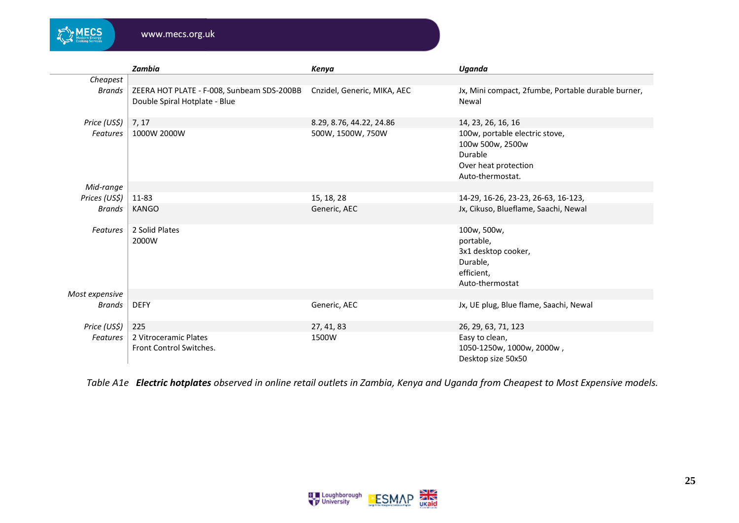| | *Zambia* | *Kenya* | *Uganda* |
|---|---|---|---|
| *Cheapest* | | | |
| *Brands* | ZEERA HOT PLATE - F-008, Sunbeam SDS-200BB Double Spiral Hotplate - Blue | Cnzidel, Generic, MIKA, AEC | Jx, Mini compact, 2fumbe, Portable durable burner, Newal |
| *Price (US$)* | 7, 17 | 8.29, 8.76, 44.22, 24.86 | 14, 23, 26, 16, 16 |
| *Features* | 1000W 2000W | 500W, 1500W, 750W | 100w, portable electric stove, 100w 500w, 2500w Durable Over heat protection Auto-thermostat. |
| *Mid-range* | | | |
| *Prices (US$)* | 11-83 | 15, 18, 28 | 14-29, 16-26, 23-23, 26-63, 16-123, |
| *Brands* | KANGO | Generic, AEC | Jx, Cikuso, Blueflame, Saachi, Newal |
| *Features* | 2 Solid Plates 2000W | | 100w, 500w, portable, 3x1 desktop cooker, Durable, efficient, Auto-thermostat |
| *Most expensive* | | | |
| *Brands* | DEFY | Generic, AEC | Jx, UE plug, Blue flame, Saachi, Newal |
| *Price (US$)* | 225 | 27, 41, 83 | 26, 29, 63, 71, 123 |
| *Features* | 2 Vitroceramic Plates Front Control Switches. | 1500W | Easy to clean, 1050-1250w, 1000w, 2000w , Desktop size 50x50 |

*Table A1e* ***Electric hotplates*** *observed in online retail outlets in Zambia, Kenya and Uganda from Cheapest to Most Expensive models.*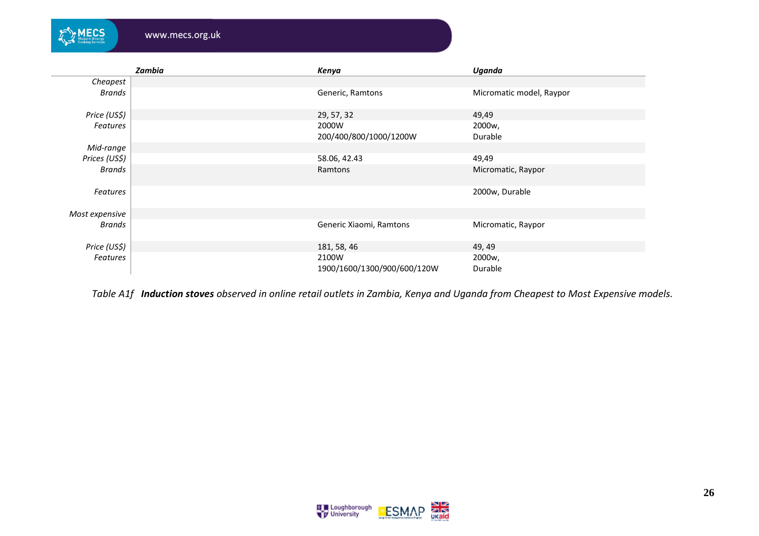| | Zambia | Kenya | Uganda |
|---|---|---|---|
| *Cheapest* | | | |
| *Brands* | | Generic, Ramtons | Micromatic model, Raypor |
| *Price (US$)* | | 29, 57, 32 | 49,49 |
| *Features* | | 2000W<br>200/400/800/1000/1200W | 2000w,<br>Durable |
| *Mid-range* | | | |
| *Prices (US$)* | | 58.06, 42.43 | 49,49 |
| *Brands* | | Ramtons | Micromatic, Raypor |
| *Features* | | | 2000w, Durable |
| *Most expensive* | | | |
| *Brands* | | Generic Xiaomi, Ramtons | Micromatic, Raypor |
| *Price (US$)* | | 181, 58, 46 | 49, 49 |
| *Features* | | 2100W<br>1900/1600/1300/900/600/120W | 2000w,<br>Durable |

*Table A1f* ***Induction stoves*** *observed in online retail outlets in Zambia, Kenya and Uganda from Cheapest to Most Expensive models.*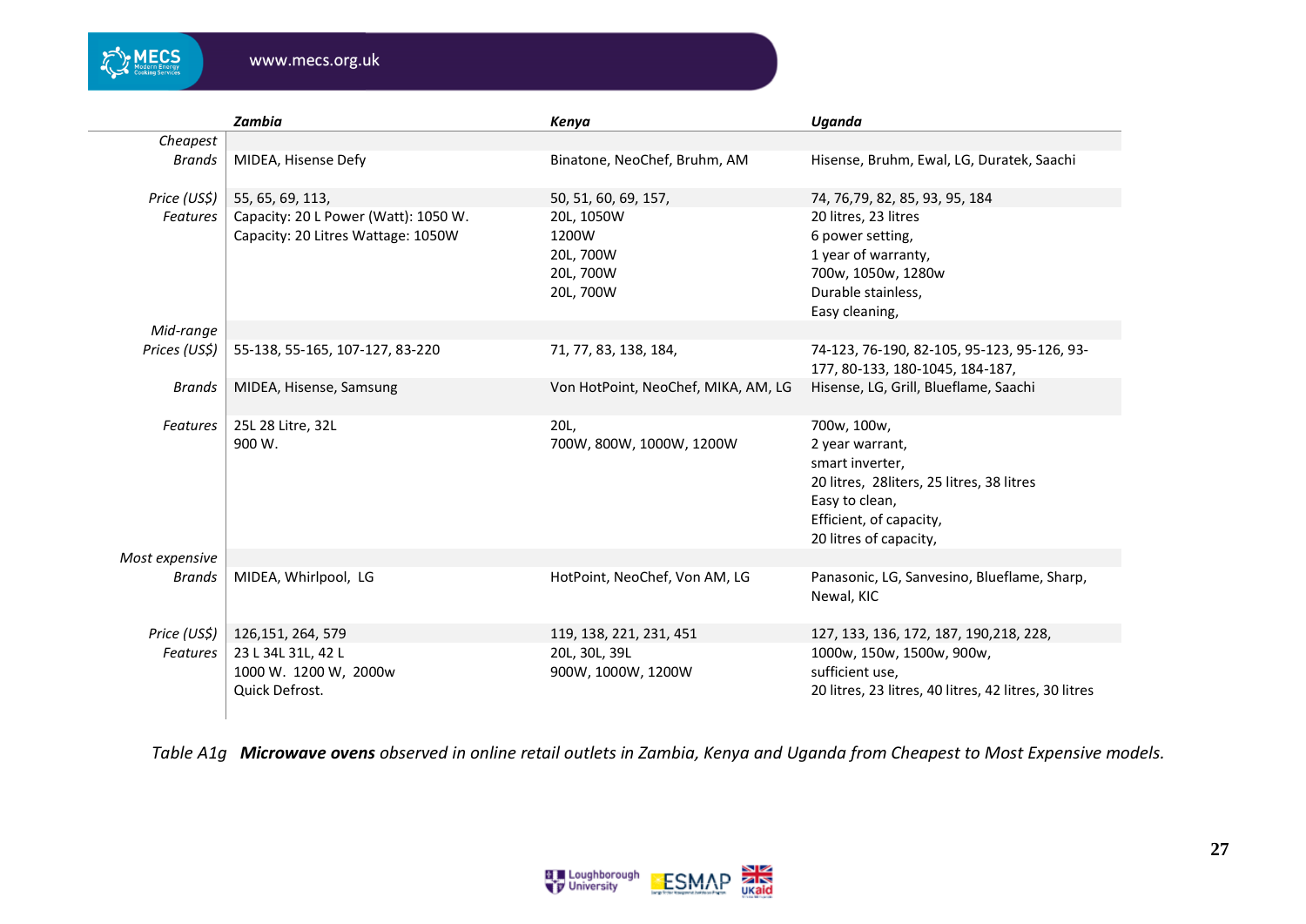| | Zambia | Kenya | Uganda |
|---|---|---|---|
| *Cheapest* | | | |
| *Brands* | MIDEA, Hisense Defy | Binatone, NeoChef, Bruhm, AM | Hisense, Bruhm, Ewal, LG, Duratek, Saachi |
| *Price (US$)* | 55, 65, 69, 113, | 50, 51, 60, 69, 157, | 74, 76,79, 82, 85, 93, 95, 184 |
| *Features* | Capacity: 20 L Power (Watt): 1050 W.<br>Capacity: 20 Litres Wattage: 1050W | 20L, 1050W<br>1200W<br>20L, 700W<br>20L, 700W<br>20L, 700W | 20 litres, 23 litres<br>6 power setting,<br>1 year of warranty,<br>700w, 1050w, 1280w<br>Durable stainless,<br>Easy cleaning, |
| *Mid-range* | | | |
| *Prices (US$)* | 55-138, 55-165, 107-127, 83-220 | 71, 77, 83, 138, 184, | 74-123, 76-190, 82-105, 95-123, 95-126, 93-177, 80-133, 180-1045, 184-187, |
| *Brands* | MIDEA, Hisense, Samsung | Von HotPoint, NeoChef, MIKA, AM, LG | Hisense, LG, Grill, Blueflame, Saachi |
| *Features* | 25L 28 Litre, 32L<br>900 W. | 20L,<br>700W, 800W, 1000W, 1200W | 700w, 100w,<br>2 year warrant,<br>smart inverter,<br>20 litres, 28liters, 25 litres, 38 litres<br>Easy to clean,<br>Efficient, of capacity,<br>20 litres of capacity, |
| *Most expensive* | | | |
| *Brands* | MIDEA, Whirlpool, LG | HotPoint, NeoChef, Von AM, LG | Panasonic, LG, Sanvesino, Blueflame, Sharp, Newal, KIC |
| *Price (US$)* | 126,151, 264, 579 | 119, 138, 221, 231, 451 | 127, 133, 136, 172, 187, 190,218, 228, |
| *Features* | 23 L 34L 31L, 42 L<br>1000 W. 1200 W, 2000w<br>Quick Defrost. | 20L, 30L, 39L<br>900W, 1000W, 1200W | 1000w, 150w, 1500w, 900w,<br>sufficient use,<br>20 litres, 23 litres, 40 litres, 42 litres, 30 litres |

*Table A1g* ***Microwave ovens*** *observed in online retail outlets in Zambia, Kenya and Uganda from Cheapest to Most Expensive models.*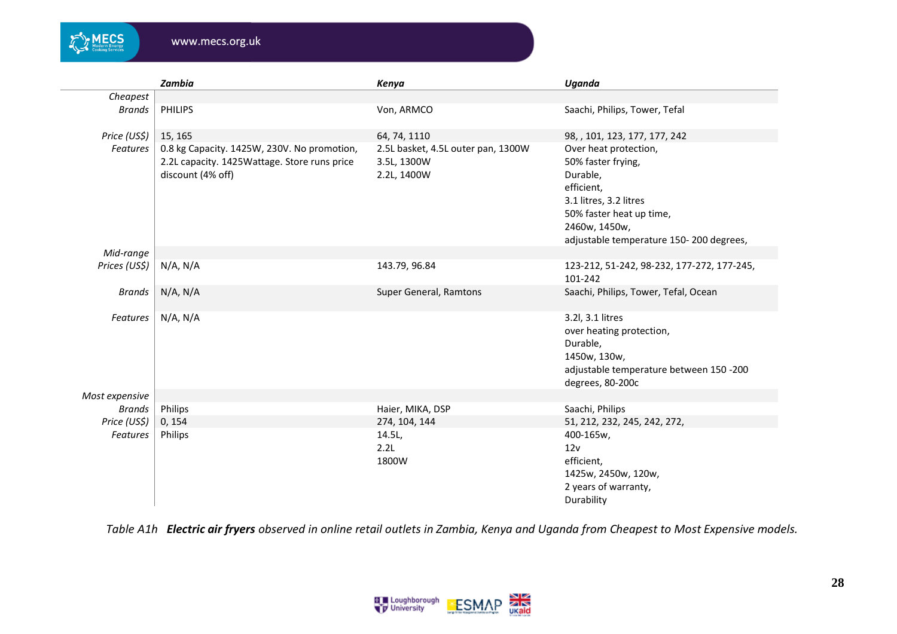| | *Zambia* | *Kenya* | *Uganda* |
|---|---|---|---|
| *Cheapest* | | | |
| *Brands* | PHILIPS | Von, ARMCO | Saachi, Philips, Tower, Tefal |
| *Price (US$)* | 15, 165 | 64, 74, 1110 | 98, , 101, 123, 177, 177, 242 |
| *Features* | 0.8 kg Capacity. 1425W, 230V. No promotion, 2.2L capacity. 1425Wattage. Store runs price discount (4% off) | 2.5L basket, 4.5L outer pan, 1300W<br>3.5L, 1300W<br>2.2L, 1400W | Over heat protection,<br>50% faster frying,<br>Durable,<br>efficient,<br>3.1 litres, 3.2 litres<br>50% faster heat up time,<br>2460w, 1450w,<br>adjustable temperature 150- 200 degrees, |
| *Mid-range* | | | |
| *Prices (US$)* | N/A, N/A | 143.79, 96.84 | 123-212, 51-242, 98-232, 177-272, 177-245, 101-242 |
| *Brands* | N/A, N/A | Super General, Ramtons | Saachi, Philips, Tower, Tefal, Ocean |
| *Features* | N/A, N/A | | 3.2l, 3.1 litres<br>over heating protection,<br>Durable,<br>1450w, 130w,<br>adjustable temperature between 150 -200 degrees, 80-200c |
| *Most expensive* | | | |
| *Brands* | Philips | Haier, MIKA, DSP | Saachi, Philips |
| *Price (US$)* | 0, 154 | 274, 104, 144 | 51, 212, 232, 245, 242, 272, |
| *Features* | Philips | 14.5L,<br>2.2L<br>1800W | 400-165w,<br>12v<br>efficient,<br>1425w, 2450w, 120w,<br>2 years of warranty,<br>Durability |

*Table A1h* ***Electric air fryers*** *observed in online retail outlets in Zambia, Kenya and Uganda from Cheapest to Most Expensive models.*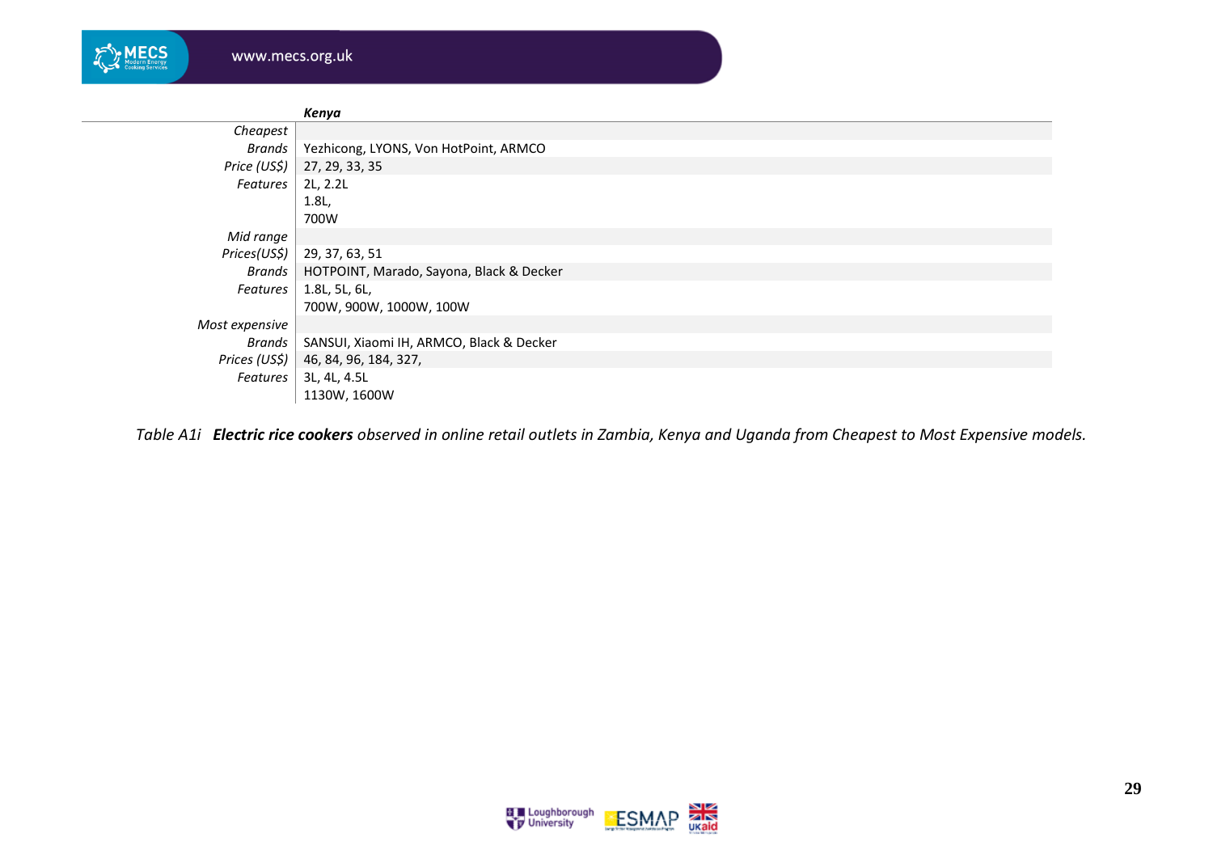| | *Kenya* |
|---|---|
| *Cheapest* | |
| *Brands* | Yezhicong, LYONS, Von HotPoint, ARMCO |
| *Price (US$)* | 27, 29, 33, 35 |
| *Features* | 2L, 2.2L |
| | 1.8L, |
| | 700W |
| *Mid range* | |
| *Prices(US$)* | 29, 37, 63, 51 |
| *Brands* | HOTPOINT, Marado, Sayona, Black & Decker |
| *Features* | 1.8L, 5L, 6L, |
| | 700W, 900W, 1000W, 100W |
| *Most expensive* | |
| *Brands* | SANSUI, Xiaomi IH, ARMCO, Black & Decker |
| *Prices (US$)* | 46, 84, 96, 184, 327, |
| *Features* | 3L, 4L, 4.5L |
| | 1130W, 1600W |

*Table A1i* ***Electric rice cookers*** *observed in online retail outlets in Zambia, Kenya and Uganda from Cheapest to Most Expensive models.*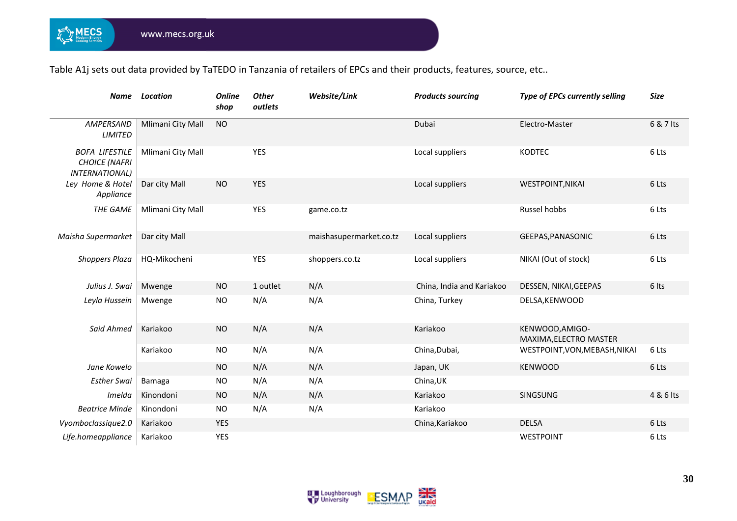Table A1j sets out data provided by TaTEDO in Tanzania of retailers of EPCs and their products, features, source, etc..

| Name | Location | Online shop | Other outlets | Website/Link | Products sourcing | Type of EPCs currently selling | Size |
|---|---|---|---|---|---|---|---|
| *AMPERSAND LIMITED* | Mlimani City Mall | NO | | | Dubai | Electro-Master | 6 & 7 lts |
| *BOFA LIFESTILE CHOICE (NAFRI INTERNATIONAL)* | Mlimani City Mall | | YES | | Local suppliers | KODTEC | 6 Lts |
| *Ley Home & Hotel Appliance* | Dar city Mall | NO | YES | | Local suppliers | WESTPOINT,NIKAI | 6 Lts |
| *THE GAME* | Mlimani City Mall | | YES | game.co.tz | | Russel hobbs | 6 Lts |
| *Maisha Supermarket* | Dar city Mall | | | maishasupermarket.co.tz | Local suppliers | GEEPAS,PANASONIC | 6 Lts |
| *Shoppers Plaza* | HQ-Mikocheni | | YES | shoppers.co.tz | Local suppliers | NIKAI (Out of stock) | 6 Lts |
| *Julius J. Swai* | Mwenge | NO | 1 outlet | N/A | China, India and Kariakoo | DESSEN, NIKAI,GEEPAS | 6 lts |
| *Leyla Hussein* | Mwenge | NO | N/A | N/A | China, Turkey | DELSA,KENWOOD | |
| *Said Ahmed* | Kariakoo | NO | N/A | N/A | Kariakoo | KENWOOD,AMIGO-MAXIMA,ELECTRO MASTER | |
| | Kariakoo | NO | N/A | N/A | China,Dubai, | WESTPOINT,VON,MEBASH,NIKAI | 6 Lts |
| *Jane Kowelo* | | NO | N/A | N/A | Japan, UK | KENWOOD | 6 Lts |
| *Esther Swai* | Bamaga | NO | N/A | N/A | China,UK | | |
| *Imelda* | Kinondoni | NO | N/A | N/A | Kariakoo | SINGSUNG | 4 & 6 lts |
| *Beatrice Minde* | Kinondoni | NO | N/A | N/A | Kariakoo | | |
| *Vyomboclassique2.0* | Kariakoo | YES | | | China,Kariakoo | DELSA | 6 Lts |
| *Life.homeappliance* | Kariakoo | YES | | | | WESTPOINT | 6 Lts |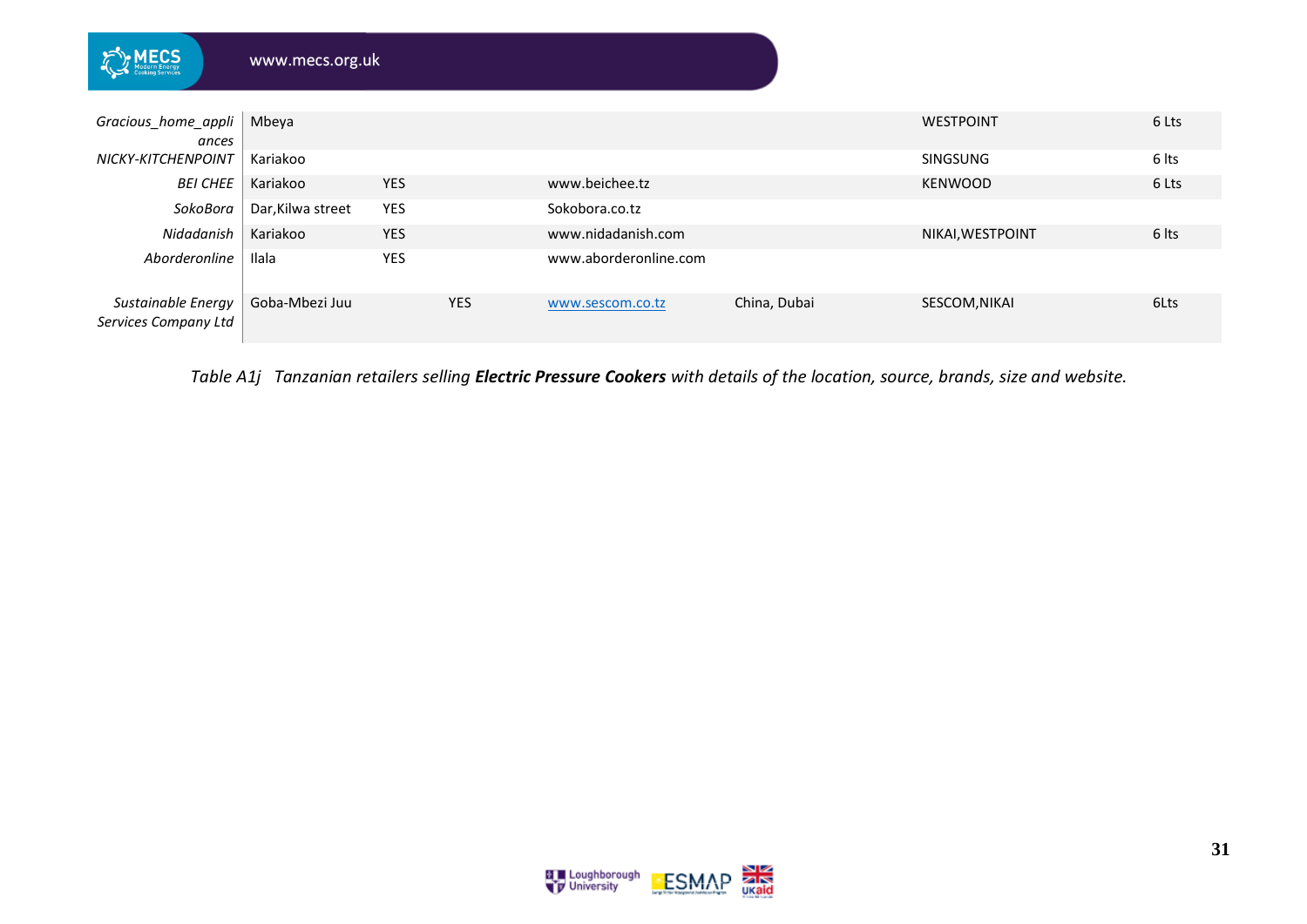| | | | | | | | |
|---|---|---|---|---|---|---|---|
| *Gracious_home_appliances* | Mbeya | | | | | WESTPOINT | 6 Lts |
| *NICKY-KITCHENPOINT* | Kariakoo | | | | | SINGSUNG | 6 lts |
| *BEI CHEE* | Kariakoo | YES | | www.beichee.tz | | KENWOOD | 6 Lts |
| *SokoBora* | Dar,Kilwa street | YES | | Sokobora.co.tz | | | |
| *Nidadanish* | Kariakoo | YES | | www.nidadanish.com | | NIKAI,WESTPOINT | 6 lts |
| *Aborderonline* | Ilala | YES | | www.aborderonline.com | | | |
| *Sustainable Energy Services Company Ltd* | Goba-Mbezi Juu | | YES | www.sescom.co.tz | China, Dubai | SESCOM,NIKAI | 6Lts |

*Table A1j Tanzanian retailers selling **Electric Pressure Cookers** with details of the location, source, brands, size and website.*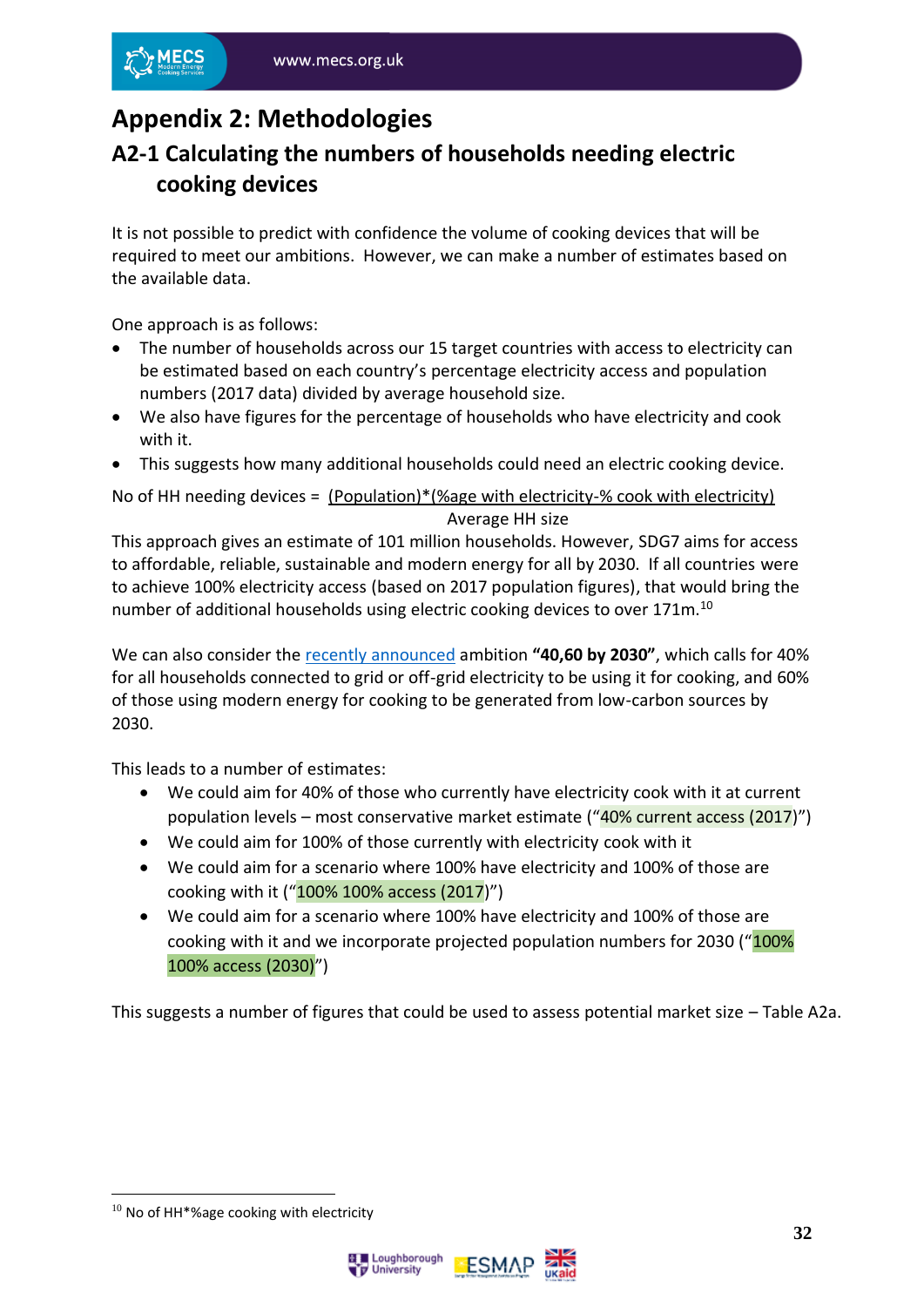# Appendix 2: Methodologies

## A2-1 Calculating the numbers of households needing electric cooking devices

It is not possible to predict with confidence the volume of cooking devices that will be required to meet our ambitions. However, we can make a number of estimates based on the available data.

One approach is as follows:

- The number of households across our 15 target countries with access to electricity can be estimated based on each country's percentage electricity access and population numbers (2017 data) divided by average household size.
- We also have figures for the percentage of households who have electricity and cook with it.
- This suggests how many additional households could need an electric cooking device.

$$\text{No of HH needing devices} = \frac{(\text{Population})*(\text{\%age with electricity} - \text{\% cook with electricity})}{\text{Average HH size}}$$

This approach gives an estimate of 101 million households. However, SDG7 aims for access to affordable, reliable, sustainable and modern energy for all by 2030. If all countries were to achieve 100% electricity access (based on 2017 population figures), that would bring the number of additional households using electric cooking devices to over 171m.[10]

We can also consider the recently announced ambition **"40,60 by 2030"**, which calls for 40% for all households connected to grid or off-grid electricity to be using it for cooking, and 60% of those using modern energy for cooking to be generated from low-carbon sources by 2030.

This leads to a number of estimates:

- We could aim for 40% of those who currently have electricity cook with it at current population levels – most conservative market estimate ("40% current access (2017)")
- We could aim for 100% of those currently with electricity cook with it
- We could aim for a scenario where 100% have electricity and 100% of those are cooking with it ("100% 100% access (2017)")
- We could aim for a scenario where 100% have electricity and 100% of those are cooking with it and we incorporate projected population numbers for 2030 ("100% 100% access (2030)")

This suggests a number of figures that could be used to assess potential market size – Table A2a.

---

[10] No of HH*%age cooking with electricity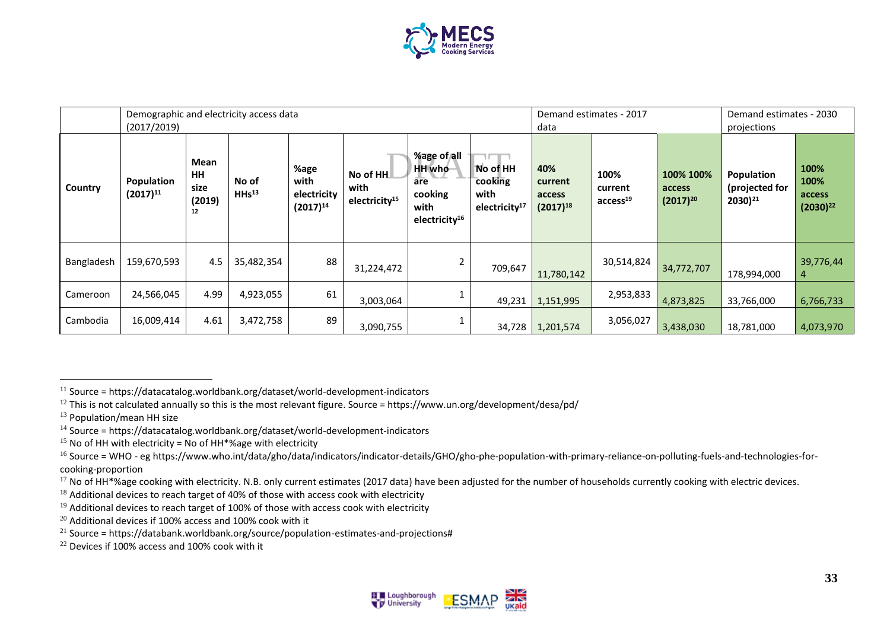| | Demographic and electricity access data (2017/2019) | | | | | | | Demand estimates - 2017 data | | | Demand estimates - 2030 projections | |
|---|---|---|---|---|---|---|---|---|---|---|---|---|
| Country | Population (2017)[11] | Mean HH size (2019)[12] | No of HHs[13] | %age with electricity (2017)[14] | No of HH with electricity[15] | %age of all HH who are cooking with electricity[16] | No of HH cooking with electricity[17] | 40% current access (2017)[18] | 100% current access[19] | 100% 100% access (2017)[20] | Population (projected for 2030)[21] | 100% 100% access (2030)[22] |
| Bangladesh | 159,670,593 | 4.5 | 35,482,354 | 88 | 31,224,472 | 2 | 709,647 | 11,780,142 | 30,514,824 | 34,772,707 | 178,994,000 | 39,776,444 |
| Cameroon | 24,566,045 | 4.99 | 4,923,055 | 61 | 3,003,064 | 1 | 49,231 | 1,151,995 | 2,953,833 | 4,873,825 | 33,766,000 | 6,766,733 |
| Cambodia | 16,009,414 | 4.61 | 3,472,758 | 89 | 3,090,755 | 1 | 34,728 | 1,201,574 | 3,056,027 | 3,438,030 | 18,781,000 | 4,073,970 |

[11] Source = https://datacatalog.worldbank.org/dataset/world-development-indicators

[12] This is not calculated annually so this is the most relevant figure. Source = https://www.un.org/development/desa/pd/

[13] Population/mean HH size

[14] Source = https://datacatalog.worldbank.org/dataset/world-development-indicators

[15] No of HH with electricity = No of HH*%age with electricity

[16] Source = WHO - eg https://www.who.int/data/gho/data/indicators/indicator-details/GHO/gho-phe-population-with-primary-reliance-on-polluting-fuels-and-technologies-for-cooking-proportion

[17] No of HH*%age cooking with electricity. N.B. only current estimates (2017 data) have been adjusted for the number of households currently cooking with electric devices.

[18] Additional devices to reach target of 40% of those with access cook with electricity

[19] Additional devices to reach target of 100% of those with access cook with electricity

[20] Additional devices if 100% access and 100% cook with it

[21] Source = https://databank.worldbank.org/source/population-estimates-and-projections#

[22] Devices if 100% access and 100% cook with it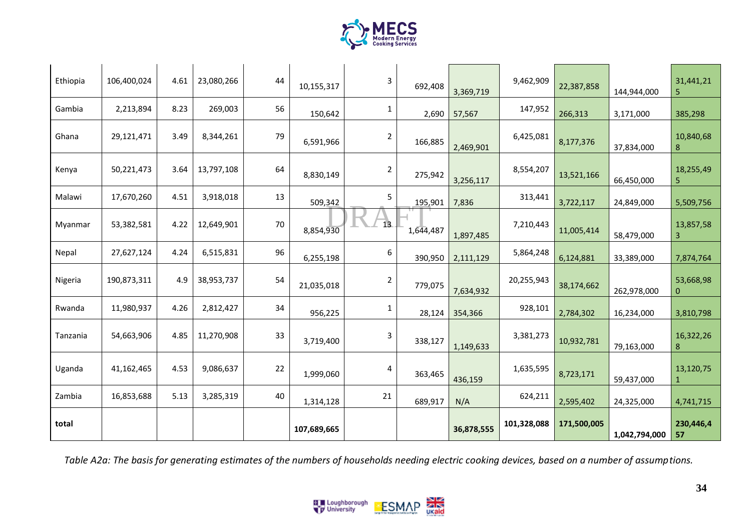| | | | | | | | | | | | | |
|---|---|---|---|---|---|---|---|---|---|---|---|---|
| Ethiopia | 106,400,024 | 4.61 | 23,080,266 | 44 | 10,155,317 | 3 | 692,408 | 3,369,719 | 9,462,909 | 22,387,858 | 144,944,000 | 31,441,215 |
| Gambia | 2,213,894 | 8.23 | 269,003 | 56 | 150,642 | 1 | 2,690 | 57,567 | 147,952 | 266,313 | 3,171,000 | 385,298 |
| Ghana | 29,121,471 | 3.49 | 8,344,261 | 79 | 6,591,966 | 2 | 166,885 | 2,469,901 | 6,425,081 | 8,177,376 | 37,834,000 | 10,840,688 |
| Kenya | 50,221,473 | 3.64 | 13,797,108 | 64 | 8,830,149 | 2 | 275,942 | 3,256,117 | 8,554,207 | 13,521,166 | 66,450,000 | 18,255,495 |
| Malawi | 17,670,260 | 4.51 | 3,918,018 | 13 | 509,342 | 5 | 195,901 | 7,836 | 313,441 | 3,722,117 | 24,849,000 | 5,509,756 |
| Myanmar | 53,382,581 | 4.22 | 12,649,901 | 70 | 8,854,930 | 13 | 1,644,487 | 1,897,485 | 7,210,443 | 11,005,414 | 58,479,000 | 13,857,583 |
| Nepal | 27,627,124 | 4.24 | 6,515,831 | 96 | 6,255,198 | 6 | 390,950 | 2,111,129 | 5,864,248 | 6,124,881 | 33,389,000 | 7,874,764 |
| Nigeria | 190,873,311 | 4.9 | 38,953,737 | 54 | 21,035,018 | 2 | 779,075 | 7,634,932 | 20,255,943 | 38,174,662 | 262,978,000 | 53,668,980 |
| Rwanda | 11,980,937 | 4.26 | 2,812,427 | 34 | 956,225 | 1 | 28,124 | 354,366 | 928,101 | 2,784,302 | 16,234,000 | 3,810,798 |
| Tanzania | 54,663,906 | 4.85 | 11,270,908 | 33 | 3,719,400 | 3 | 338,127 | 1,149,633 | 3,381,273 | 10,932,781 | 79,163,000 | 16,322,268 |
| Uganda | 41,162,465 | 4.53 | 9,086,637 | 22 | 1,999,060 | 4 | 363,465 | 436,159 | 1,635,595 | 8,723,171 | 59,437,000 | 13,120,751 |
| Zambia | 16,853,688 | 5.13 | 3,285,319 | 40 | 1,314,128 | 21 | 689,917 | N/A | 624,211 | 2,595,402 | 24,325,000 | 4,741,715 |
| **total** | | | | | **107,689,665** | | | **36,878,555** | **101,328,088** | **171,500,005** | **1,042,794,000** | **230,446,457** |

*Table A2a: The basis for generating estimates of the numbers of households needing electric cooking devices, based on a number of assumptions.*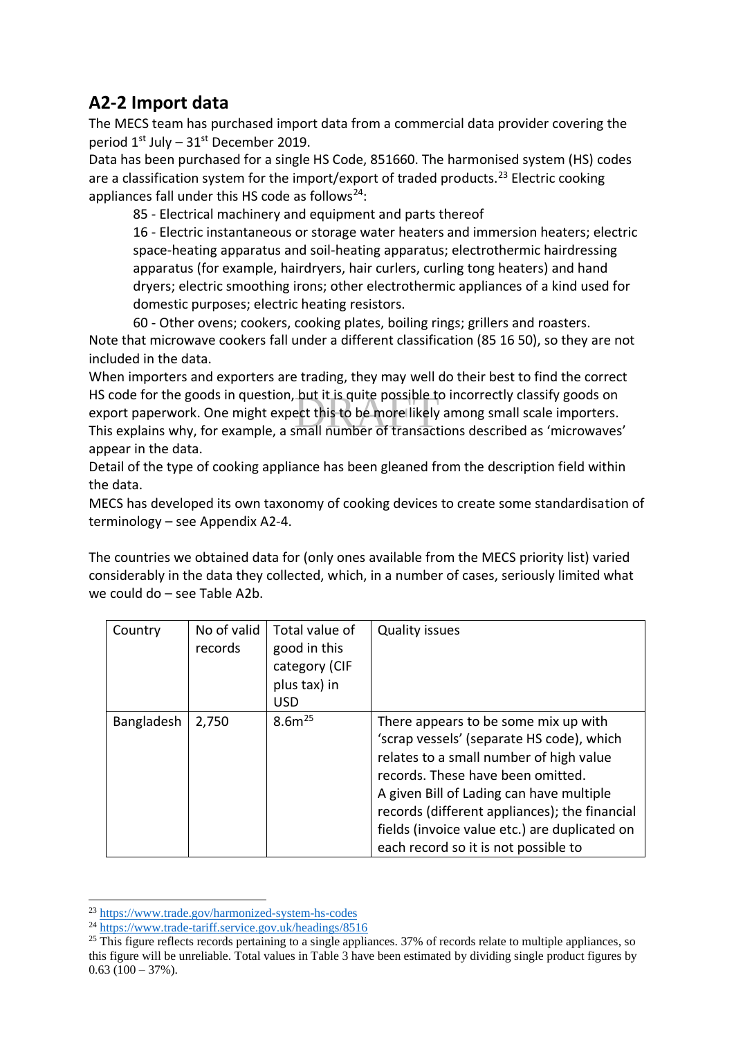## A2-2 Import data

The MECS team has purchased import data from a commercial data provider covering the period 1st July – 31st December 2019.

Data has been purchased for a single HS Code, 851660. The harmonised system (HS) codes are a classification system for the import/export of traded products.[23] Electric cooking appliances fall under this HS code as follows[24]:

> 85 - Electrical machinery and equipment and parts thereof
>
> 16 - Electric instantaneous or storage water heaters and immersion heaters; electric space-heating apparatus and soil-heating apparatus; electrothermic hairdressing apparatus (for example, hairdryers, hair curlers, curling tong heaters) and hand dryers; electric smoothing irons; other electrothermic appliances of a kind used for domestic purposes; electric heating resistors.
>
> 60 - Other ovens; cookers, cooking plates, boiling rings; grillers and roasters.

Note that microwave cookers fall under a different classification (85 16 50), so they are not included in the data.

When importers and exporters are trading, they may well do their best to find the correct HS code for the goods in question, but it is quite possible to incorrectly classify goods on export paperwork. One might expect this to be more likely among small scale importers. This explains why, for example, a small number of transactions described as 'microwaves' appear in the data.

Detail of the type of cooking appliance has been gleaned from the description field within the data.

MECS has developed its own taxonomy of cooking devices to create some standardisation of terminology – see Appendix A2-4.

The countries we obtained data for (only ones available from the MECS priority list) varied considerably in the data they collected, which, in a number of cases, seriously limited what we could do – see Table A2b.

| Country | No of valid records | Total value of good in this category (CIF plus tax) in USD | Quality issues |
|---|---|---|---|
| Bangladesh | 2,750 | 8.6m[25] | There appears to be some mix up with 'scrap vessels' (separate HS code), which relates to a small number of high value records. These have been omitted. A given Bill of Lading can have multiple records (different appliances); the financial fields (invoice value etc.) are duplicated on each record so it is not possible to |

[23] https://www.trade.gov/harmonized-system-hs-codes

[24] https://www.trade-tariff.service.gov.uk/headings/8516

[25] This figure reflects records pertaining to a single appliances. 37% of records relate to multiple appliances, so this figure will be unreliable. Total values in Table 3 have been estimated by dividing single product figures by 0.63 (100 – 37%).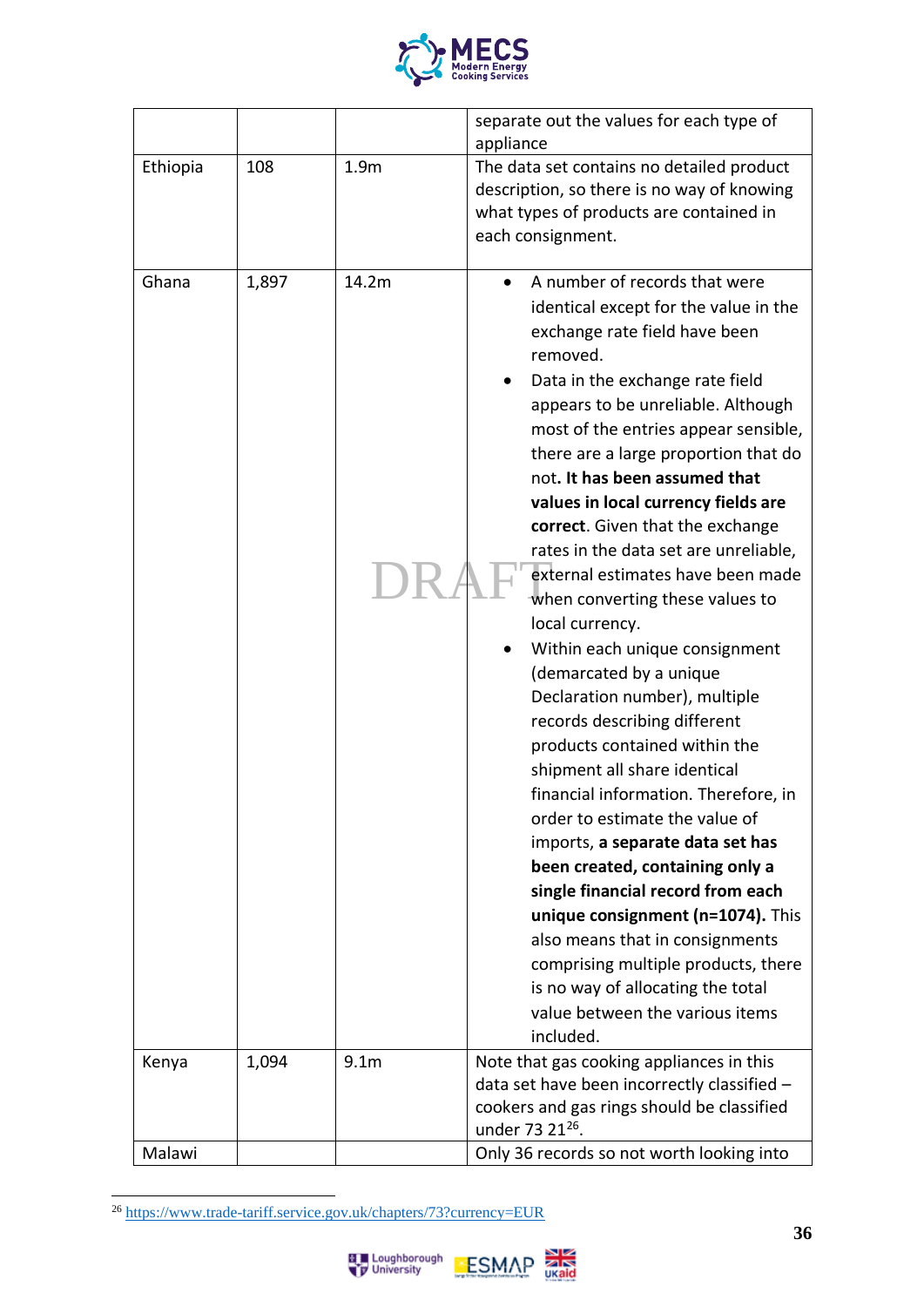|  |  |  | separate out the values for each type of appliance |
|---|---|---|---|
| Ethiopia | 108 | 1.9m | The data set contains no detailed product description, so there is no way of knowing what types of products are contained in each consignment. |
| Ghana | 1,897 | 14.2m | • A number of records that were identical except for the value in the exchange rate field have been removed.<br>• Data in the exchange rate field appears to be unreliable. Although most of the entries appear sensible, there are a large proportion that do not**. It has been assumed that values in local currency fields are correct**. Given that the exchange rates in the data set are unreliable, external estimates have been made when converting these values to local currency.<br>• Within each unique consignment (demarcated by a unique Declaration number), multiple records describing different products contained within the shipment all share identical financial information. Therefore, in order to estimate the value of imports, **a separate data set has been created, containing only a single financial record from each unique consignment (n=1074).** This also means that in consignments comprising multiple products, there is no way of allocating the total value between the various items included. |
| Kenya | 1,094 | 9.1m | Note that gas cooking appliances in this data set have been incorrectly classified – cookers and gas rings should be classified under 73 21[26]. |
| Malawi |  |  | Only 36 records so not worth looking into |

[26] https://www.trade-tariff.service.gov.uk/chapters/73?currency=EUR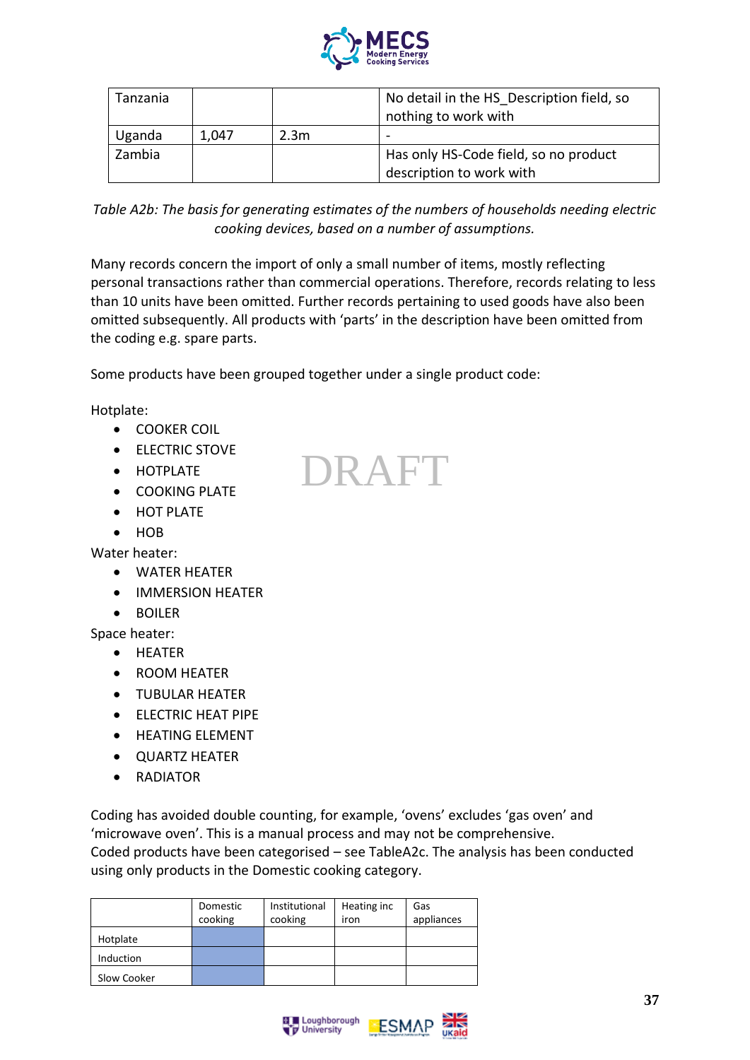| Tanzania | | | No detail in the HS_Description field, so nothing to work with |
|---|---|---|---|
| Uganda | 1,047 | 2.3m | - |
| Zambia | | | Has only HS-Code field, so no product description to work with |

*Table A2b: The basis for generating estimates of the numbers of households needing electric cooking devices, based on a number of assumptions.*

Many records concern the import of only a small number of items, mostly reflecting personal transactions rather than commercial operations. Therefore, records relating to less than 10 units have been omitted. Further records pertaining to used goods have also been omitted subsequently. All products with 'parts' in the description have been omitted from the coding e.g. spare parts.

Some products have been grouped together under a single product code:

Hotplate:

- COOKER COIL
- ELECTRIC STOVE
- HOTPLATE
- COOKING PLATE
- HOT PLATE
- HOB

Water heater:

- WATER HEATER
- IMMERSION HEATER
- BOILER

Space heater:

- HEATER
- ROOM HEATER
- TUBULAR HEATER
- ELECTRIC HEAT PIPE
- HEATING ELEMENT
- QUARTZ HEATER
- RADIATOR

Coding has avoided double counting, for example, 'ovens' excludes 'gas oven' and 'microwave oven'. This is a manual process and may not be comprehensive.
Coded products have been categorised – see TableA2c. The analysis has been conducted using only products in the Domestic cooking category.

| | Domestic cooking | Institutional cooking | Heating inc iron | Gas appliances |
|---|---|---|---|---|
| Hotplate | | | | |
| Induction | | | | |
| Slow Cooker | | | | |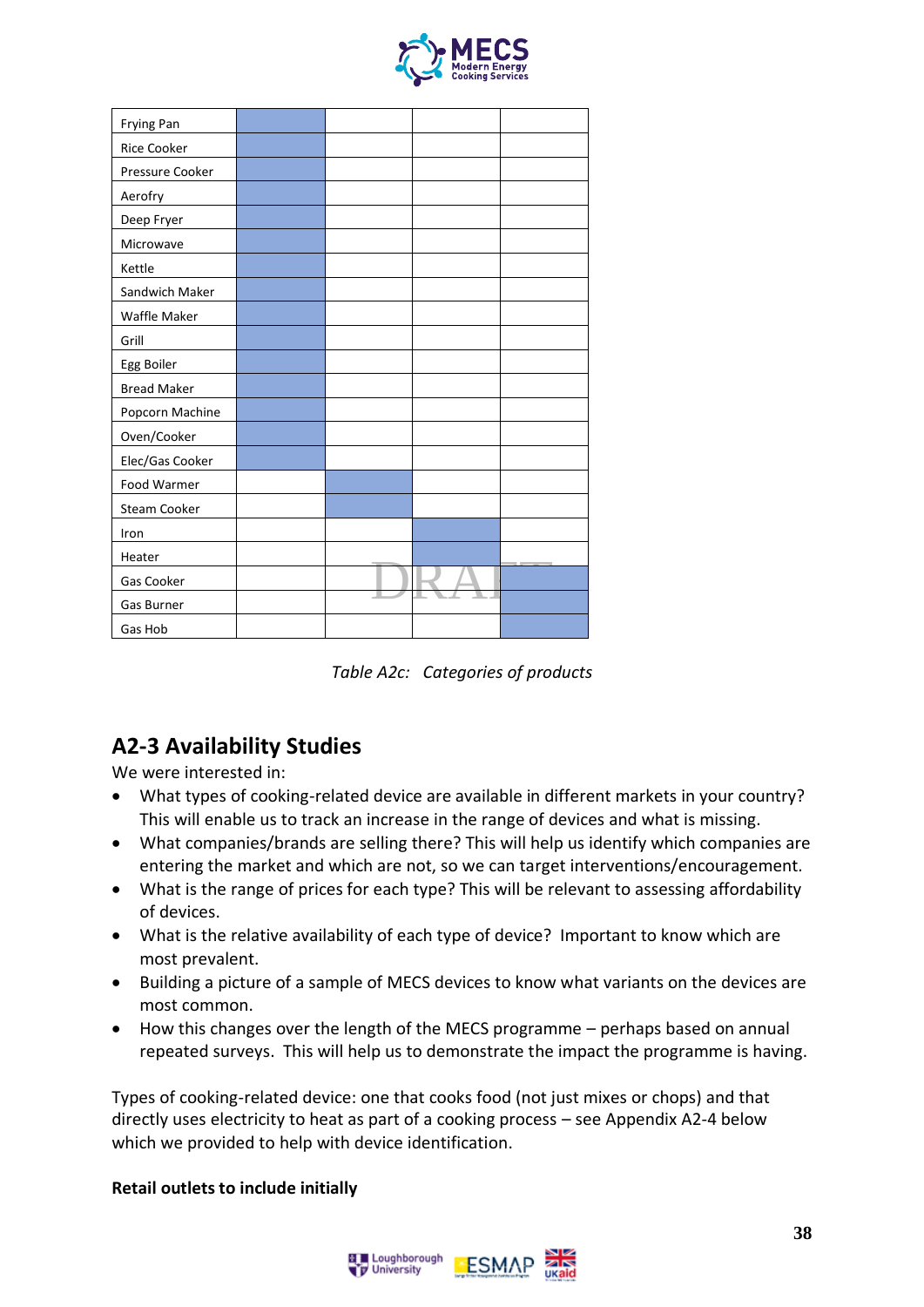| Frying Pan | | | | |
|---|---|---|---|---|
| Rice Cooker | | | | |
| Pressure Cooker | | | | |
| Aerofry | | | | |
| Deep Fryer | | | | |
| Microwave | | | | |
| Kettle | | | | |
| Sandwich Maker | | | | |
| Waffle Maker | | | | |
| Grill | | | | |
| Egg Boiler | | | | |
| Bread Maker | | | | |
| Popcorn Machine | | | | |
| Oven/Cooker | | | | |
| Elec/Gas Cooker | | | | |
| Food Warmer | | | | |
| Steam Cooker | | | | |
| Iron | | | | |
| Heater | | | | |
| Gas Cooker | | | | |
| Gas Burner | | | | |
| Gas Hob | | | | |

*Table A2c: Categories of products*

## A2-3 Availability Studies

We were interested in:

- What types of cooking-related device are available in different markets in your country? This will enable us to track an increase in the range of devices and what is missing.
- What companies/brands are selling there? This will help us identify which companies are entering the market and which are not, so we can target interventions/encouragement.
- What is the range of prices for each type? This will be relevant to assessing affordability of devices.
- What is the relative availability of each type of device? Important to know which are most prevalent.
- Building a picture of a sample of MECS devices to know what variants on the devices are most common.
- How this changes over the length of the MECS programme – perhaps based on annual repeated surveys. This will help us to demonstrate the impact the programme is having.

Types of cooking-related device: one that cooks food (not just mixes or chops) and that directly uses electricity to heat as part of a cooking process – see Appendix A2-4 below which we provided to help with device identification.

**Retail outlets to include initially**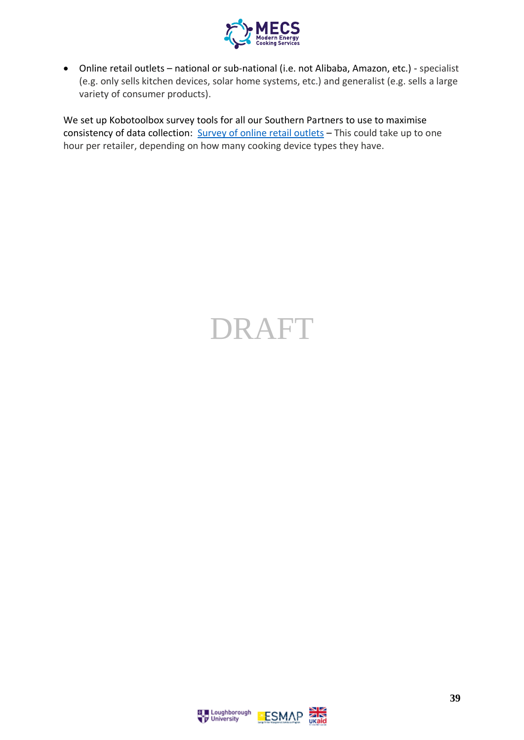- Online retail outlets – national or sub-national (i.e. not Alibaba, Amazon, etc.) - specialist (e.g. only sells kitchen devices, solar home systems, etc.) and generalist (e.g. sells a large variety of consumer products).

We set up Kobotoolbox survey tools for all our Southern Partners to use to maximise consistency of data collection: [Survey of online retail outlets]() – This could take up to one hour per retailer, depending on how many cooking device types they have.

DRAFT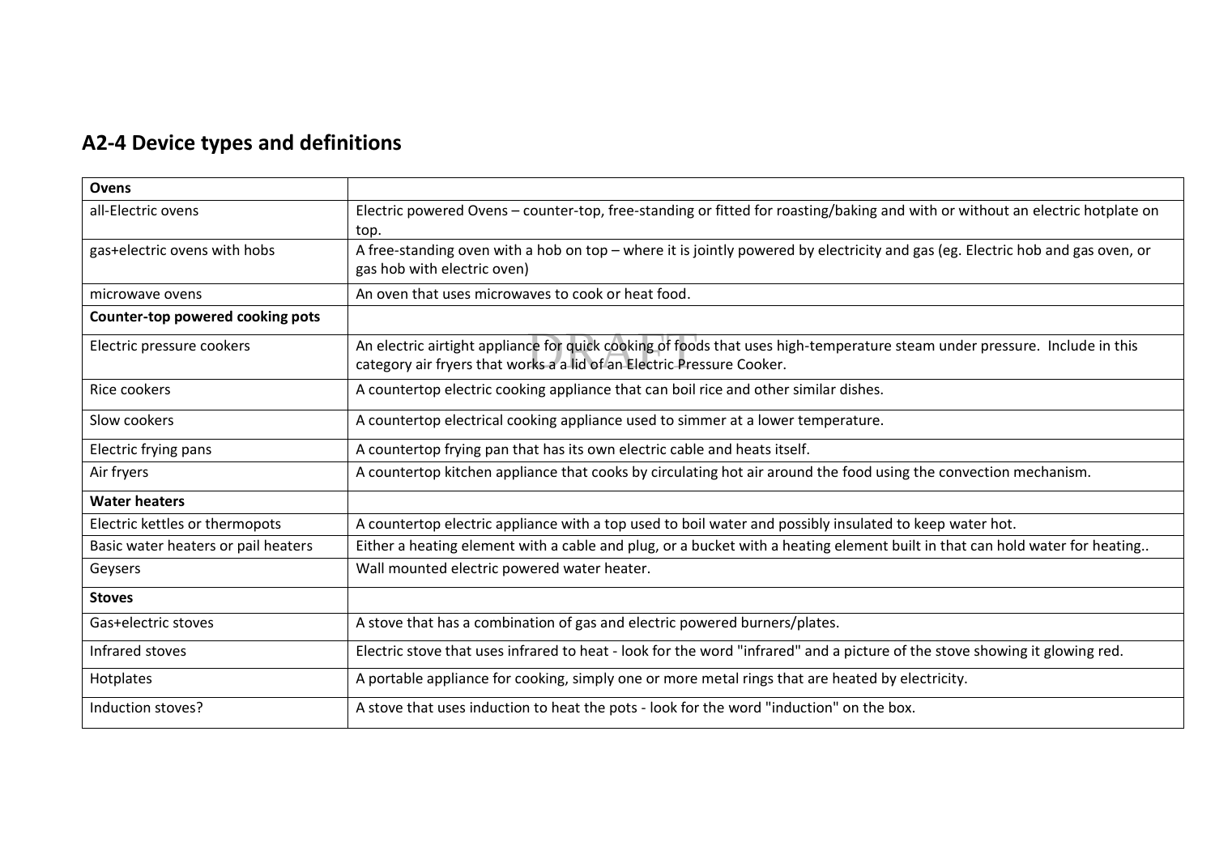## A2-4 Device types and definitions

| | |
|---|---|
| **Ovens** | |
| all-Electric ovens | Electric powered Ovens – counter-top, free-standing or fitted for roasting/baking and with or without an electric hotplate on top. |
| gas+electric ovens with hobs | A free-standing oven with a hob on top – where it is jointly powered by electricity and gas (eg. Electric hob and gas oven, or gas hob with electric oven) |
| microwave ovens | An oven that uses microwaves to cook or heat food. |
| **Counter-top powered cooking pots** | |
| Electric pressure cookers | An electric airtight appliance for quick cooking of foods that uses high-temperature steam under pressure. Include in this category air fryers that works a a lid of an Electric Pressure Cooker. |
| Rice cookers | A countertop electric cooking appliance that can boil rice and other similar dishes. |
| Slow cookers | A countertop electrical cooking appliance used to simmer at a lower temperature. |
| Electric frying pans | A countertop frying pan that has its own electric cable and heats itself. |
| Air fryers | A countertop kitchen appliance that cooks by circulating hot air around the food using the convection mechanism. |
| **Water heaters** | |
| Electric kettles or thermopots | A countertop electric appliance with a top used to boil water and possibly insulated to keep water hot. |
| Basic water heaters or pail heaters | Either a heating element with a cable and plug, or a bucket with a heating element built in that can hold water for heating.. |
| Geysers | Wall mounted electric powered water heater. |
| **Stoves** | |
| Gas+electric stoves | A stove that has a combination of gas and electric powered burners/plates. |
| Infrared stoves | Electric stove that uses infrared to heat - look for the word "infrared" and a picture of the stove showing it glowing red. |
| Hotplates | A portable appliance for cooking, simply one or more metal rings that are heated by electricity. |
| Induction stoves? | A stove that uses induction to heat the pots - look for the word "induction" on the box. |